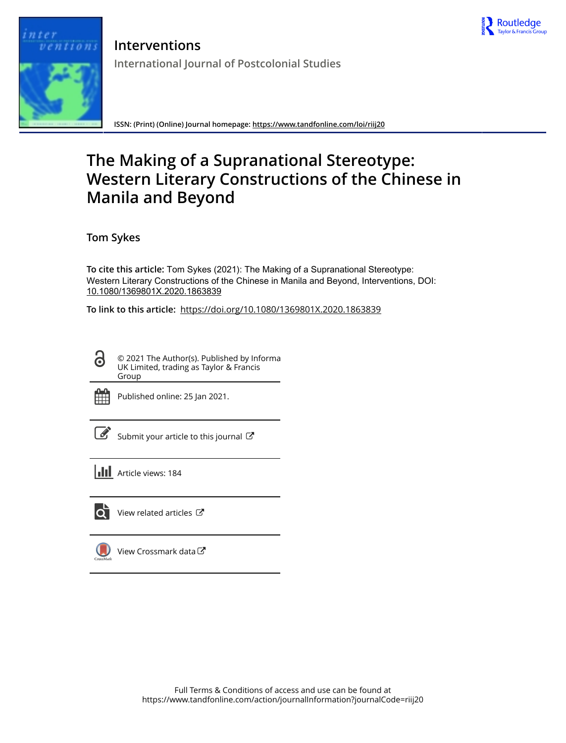# Interventions

## International Journal of Postcolonial Studies

ISSN: (Print) (Online) Journal homepage: https://www.tandfonline.com/loi/riij20

# The Making of a Supranational Stereotype: Western Literary Constructions of the Chinese in Manila and Beyond

**Tom Sykes**

**To cite this article:** Tom Sykes (2021): The Making of a Supranational Stereotype: Western Literary Constructions of the Chinese in Manila and Beyond, Interventions, DOI: 10.1080/1369801X.2020.1863839

**To link to this article:** https://doi.org/10.1080/1369801X.2020.1863839

© 2021 The Author(s). Published by Informa UK Limited, trading as Taylor & Francis Group

Published online: 25 Jan 2021.

Submit your article to this journal

Article views: 184

View related articles

View Crossmark data

Full Terms & Conditions of access and use can be found at
https://www.tandfonline.com/action/journalInformation?journalCode=riij20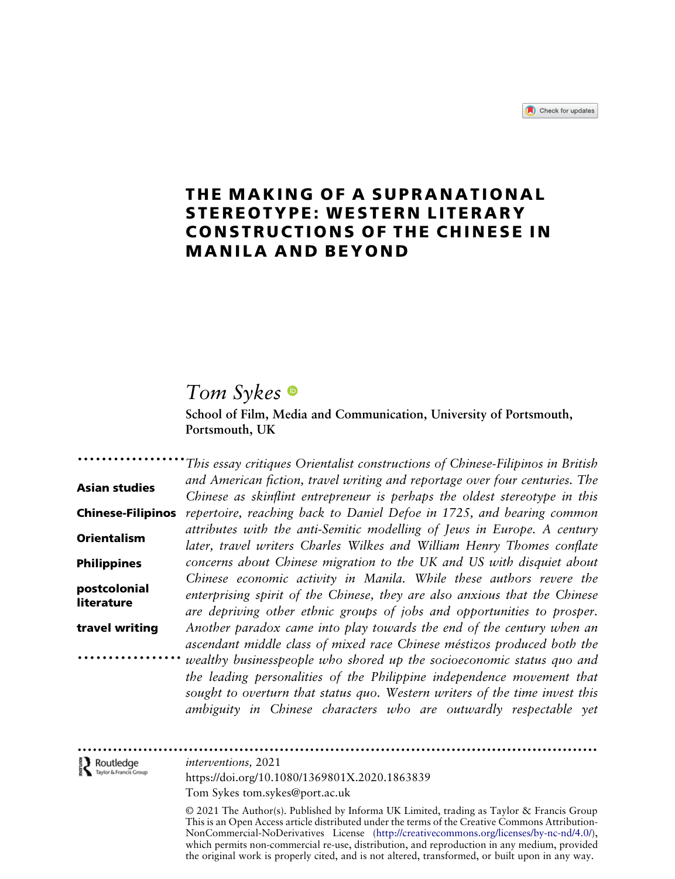# THE MAKING OF A SUPRANATIONAL STEREOTYPE: WESTERN LITERARY CONSTRUCTIONS OF THE CHINESE IN MANILA AND BEYOND

**Tom Sykes**

**School of Film, Media and Communication, University of Portsmouth, Portsmouth, UK**

**Asian studies**

**Chinese-Filipinos**

**Orientalism**

**Philippines**

**postcolonial literature**

**travel writing**

*This essay critiques Orientalist constructions of Chinese-Filipinos in British and American fiction, travel writing and reportage over four centuries. The Chinese as skinflint entrepreneur is perhaps the oldest stereotype in this repertoire, reaching back to Daniel Defoe in 1725, and bearing common attributes with the anti-Semitic modelling of Jews in Europe. A century later, travel writers Charles Wilkes and William Henry Thomes conflate concerns about Chinese migration to the UK and US with disquiet about Chinese economic activity in Manila. While these authors revere the enterprising spirit of the Chinese, they are also anxious that the Chinese are depriving other ethnic groups of jobs and opportunities to prosper. Another paradox came into play towards the end of the century when an ascendant middle class of mixed race Chinese méstizos produced both the wealthy businesspeople who shored up the socioeconomic status quo and the leading personalities of the Philippine independence movement that sought to overturn that status quo. Western writers of the time invest this ambiguity in Chinese characters who are outwardly respectable yet*

*interventions*, 2021

https://doi.org/10.1080/1369801X.2020.1863839

Tom Sykes tom.sykes@port.ac.uk

© 2021 The Author(s). Published by Informa UK Limited, trading as Taylor & Francis Group
This is an Open Access article distributed under the terms of the Creative Commons Attribution-NonCommercial-NoDerivatives License (http://creativecommons.org/licenses/by-nc-nd/4.0/), which permits non-commercial re-use, distribution, and reproduction in any medium, provided the original work is properly cited, and is not altered, transformed, or built upon in any way.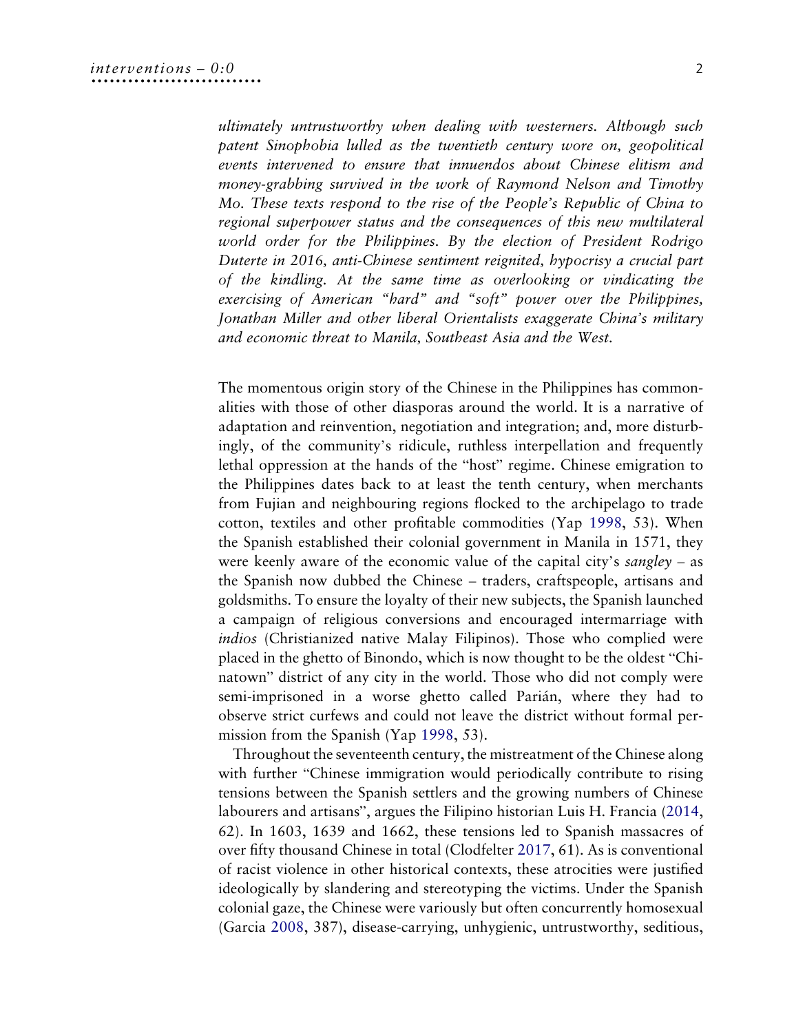*ultimately untrustworthy when dealing with westerners. Although such patent Sinophobia lulled as the twentieth century wore on, geopolitical events intervened to ensure that innuendos about Chinese elitism and money-grabbing survived in the work of Raymond Nelson and Timothy Mo. These texts respond to the rise of the People's Republic of China to regional superpower status and the consequences of this new multilateral world order for the Philippines. By the election of President Rodrigo Duterte in 2016, anti-Chinese sentiment reignited, hypocrisy a crucial part of the kindling. At the same time as overlooking or vindicating the exercising of American "hard" and "soft" power over the Philippines, Jonathan Miller and other liberal Orientalists exaggerate China's military and economic threat to Manila, Southeast Asia and the West.*

The momentous origin story of the Chinese in the Philippines has commonalities with those of other diasporas around the world. It is a narrative of adaptation and reinvention, negotiation and integration; and, more disturbingly, of the community's ridicule, ruthless interpellation and frequently lethal oppression at the hands of the "host" regime. Chinese emigration to the Philippines dates back to at least the tenth century, when merchants from Fujian and neighbouring regions flocked to the archipelago to trade cotton, textiles and other profitable commodities (Yap 1998, 53). When the Spanish established their colonial government in Manila in 1571, they were keenly aware of the economic value of the capital city's *sangley* – as the Spanish now dubbed the Chinese – traders, craftspeople, artisans and goldsmiths. To ensure the loyalty of their new subjects, the Spanish launched a campaign of religious conversions and encouraged intermarriage with *indios* (Christianized native Malay Filipinos). Those who complied were placed in the ghetto of Binondo, which is now thought to be the oldest "Chinatown" district of any city in the world. Those who did not comply were semi-imprisoned in a worse ghetto called Parián, where they had to observe strict curfews and could not leave the district without formal permission from the Spanish (Yap 1998, 53).

Throughout the seventeenth century, the mistreatment of the Chinese along with further "Chinese immigration would periodically contribute to rising tensions between the Spanish settlers and the growing numbers of Chinese labourers and artisans", argues the Filipino historian Luis H. Francia (2014, 62). In 1603, 1639 and 1662, these tensions led to Spanish massacres of over fifty thousand Chinese in total (Clodfelter 2017, 61). As is conventional of racist violence in other historical contexts, these atrocities were justified ideologically by slandering and stereotyping the victims. Under the Spanish colonial gaze, the Chinese were variously but often concurrently homosexual (Garcia 2008, 387), disease-carrying, unhygienic, untrustworthy, seditious,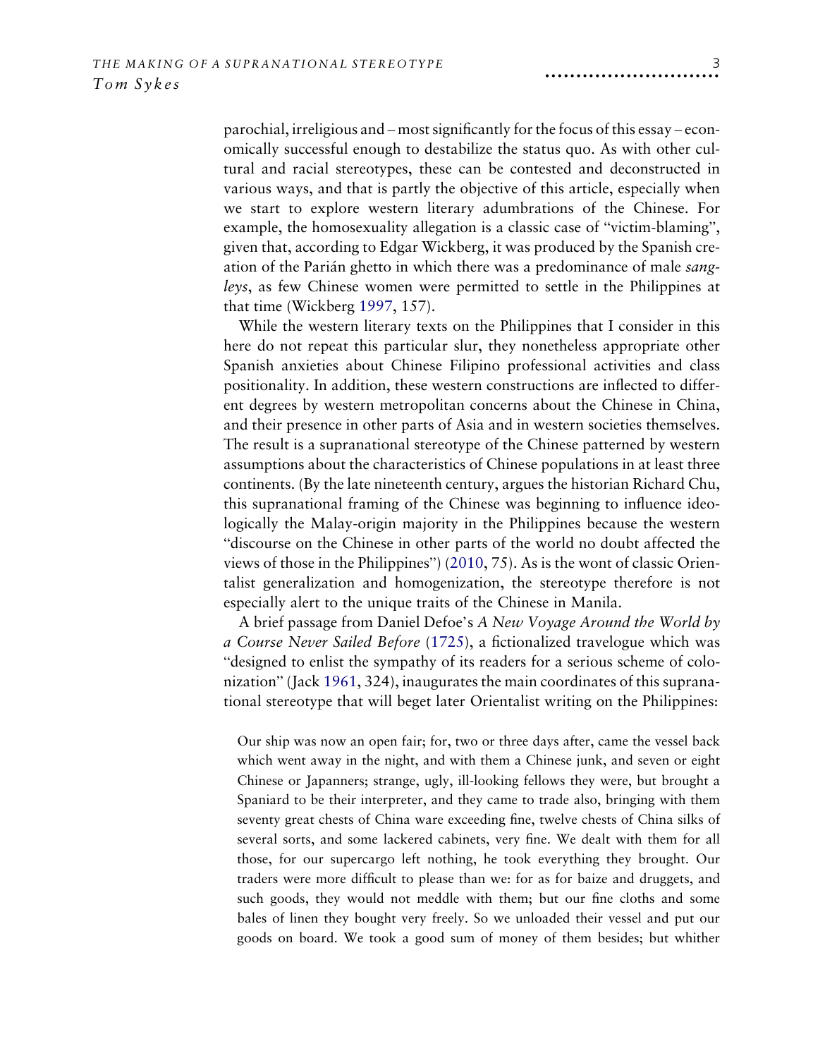parochial, irreligious and – most significantly for the focus of this essay – economically successful enough to destabilize the status quo. As with other cultural and racial stereotypes, these can be contested and deconstructed in various ways, and that is partly the objective of this article, especially when we start to explore western literary adumbrations of the Chinese. For example, the homosexuality allegation is a classic case of "victim-blaming", given that, according to Edgar Wickberg, it was produced by the Spanish creation of the Parián ghetto in which there was a predominance of male *sangleys*, as few Chinese women were permitted to settle in the Philippines at that time (Wickberg 1997, 157).

While the western literary texts on the Philippines that I consider in this here do not repeat this particular slur, they nonetheless appropriate other Spanish anxieties about Chinese Filipino professional activities and class positionality. In addition, these western constructions are inflected to different degrees by western metropolitan concerns about the Chinese in China, and their presence in other parts of Asia and in western societies themselves. The result is a supranational stereotype of the Chinese patterned by western assumptions about the characteristics of Chinese populations in at least three continents. (By the late nineteenth century, argues the historian Richard Chu, this supranational framing of the Chinese was beginning to influence ideologically the Malay-origin majority in the Philippines because the western "discourse on the Chinese in other parts of the world no doubt affected the views of those in the Philippines") (2010, 75). As is the wont of classic Orientalist generalization and homogenization, the stereotype therefore is not especially alert to the unique traits of the Chinese in Manila.

A brief passage from Daniel Defoe's *A New Voyage Around the World by a Course Never Sailed Before* (1725), a fictionalized travelogue which was "designed to enlist the sympathy of its readers for a serious scheme of colonization" (Jack 1961, 324), inaugurates the main coordinates of this supranational stereotype that will beget later Orientalist writing on the Philippines:

> Our ship was now an open fair; for, two or three days after, came the vessel back which went away in the night, and with them a Chinese junk, and seven or eight Chinese or Japanners; strange, ugly, ill-looking fellows they were, but brought a Spaniard to be their interpreter, and they came to trade also, bringing with them seventy great chests of China ware exceeding fine, twelve chests of China silks of several sorts, and some lackered cabinets, very fine. We dealt with them for all those, for our supercargo left nothing, he took everything they brought. Our traders were more difficult to please than we: for as for baize and druggets, and such goods, they would not meddle with them; but our fine cloths and some bales of linen they bought very freely. So we unloaded their vessel and put our goods on board. We took a good sum of money of them besides; but whither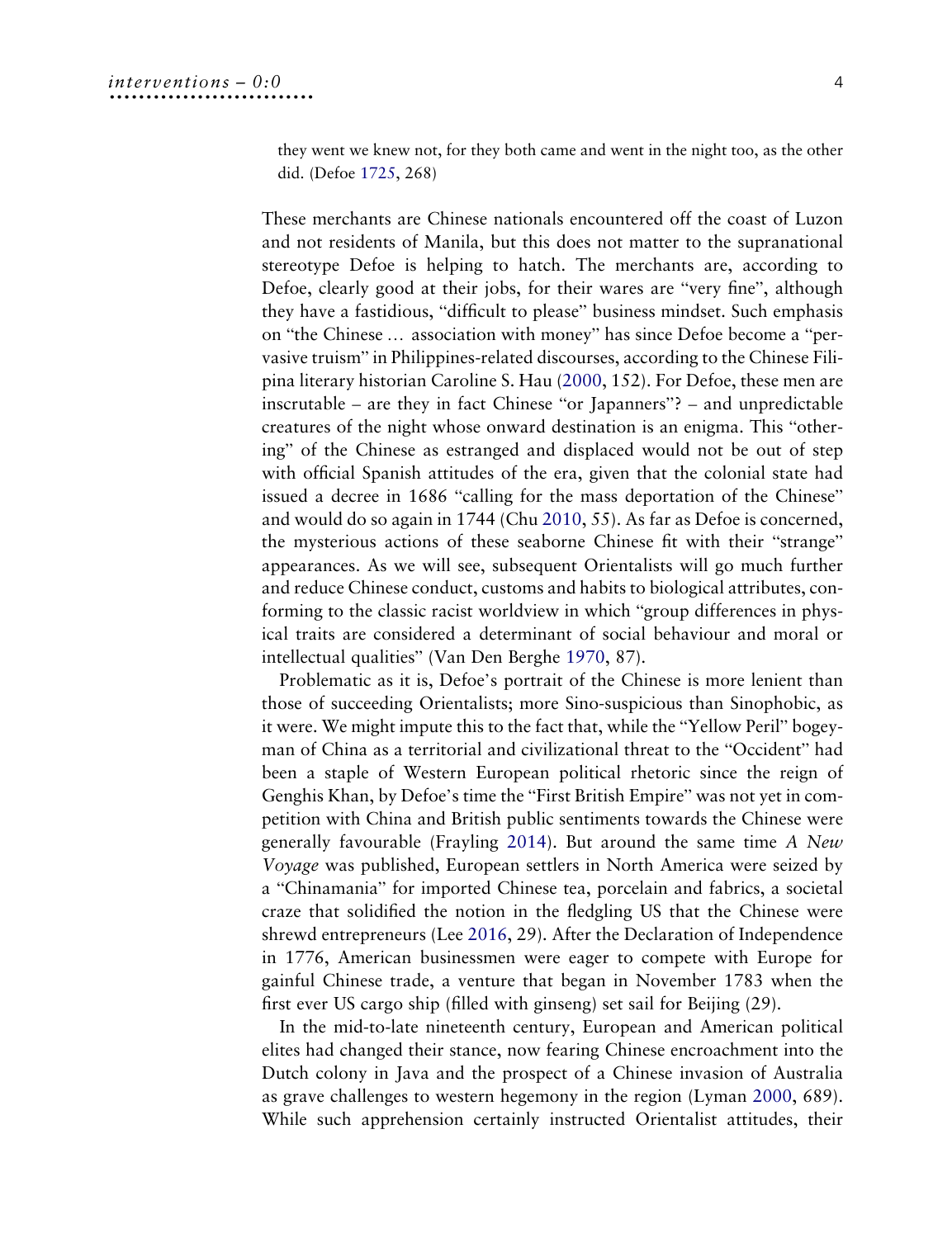they went we knew not, for they both came and went in the night too, as the other did. (Defoe 1725, 268)

These merchants are Chinese nationals encountered off the coast of Luzon and not residents of Manila, but this does not matter to the supranational stereotype Defoe is helping to hatch. The merchants are, according to Defoe, clearly good at their jobs, for their wares are "very fine", although they have a fastidious, "difficult to please" business mindset. Such emphasis on "the Chinese … association with money" has since Defoe become a "pervasive truism" in Philippines-related discourses, according to the Chinese Filipina literary historian Caroline S. Hau (2000, 152). For Defoe, these men are inscrutable – are they in fact Chinese "or Japanners"? – and unpredictable creatures of the night whose onward destination is an enigma. This "othering" of the Chinese as estranged and displaced would not be out of step with official Spanish attitudes of the era, given that the colonial state had issued a decree in 1686 "calling for the mass deportation of the Chinese" and would do so again in 1744 (Chu 2010, 55). As far as Defoe is concerned, the mysterious actions of these seaborne Chinese fit with their "strange" appearances. As we will see, subsequent Orientalists will go much further and reduce Chinese conduct, customs and habits to biological attributes, conforming to the classic racist worldview in which "group differences in physical traits are considered a determinant of social behaviour and moral or intellectual qualities" (Van Den Berghe 1970, 87).

Problematic as it is, Defoe's portrait of the Chinese is more lenient than those of succeeding Orientalists; more Sino-suspicious than Sinophobic, as it were. We might impute this to the fact that, while the "Yellow Peril" bogeyman of China as a territorial and civilizational threat to the "Occident" had been a staple of Western European political rhetoric since the reign of Genghis Khan, by Defoe's time the "First British Empire" was not yet in competition with China and British public sentiments towards the Chinese were generally favourable (Frayling 2014). But around the same time *A New Voyage* was published, European settlers in North America were seized by a "Chinamania" for imported Chinese tea, porcelain and fabrics, a societal craze that solidified the notion in the fledgling US that the Chinese were shrewd entrepreneurs (Lee 2016, 29). After the Declaration of Independence in 1776, American businessmen were eager to compete with Europe for gainful Chinese trade, a venture that began in November 1783 when the first ever US cargo ship (filled with ginseng) set sail for Beijing (29).

In the mid-to-late nineteenth century, European and American political elites had changed their stance, now fearing Chinese encroachment into the Dutch colony in Java and the prospect of a Chinese invasion of Australia as grave challenges to western hegemony in the region (Lyman 2000, 689). While such apprehension certainly instructed Orientalist attitudes, their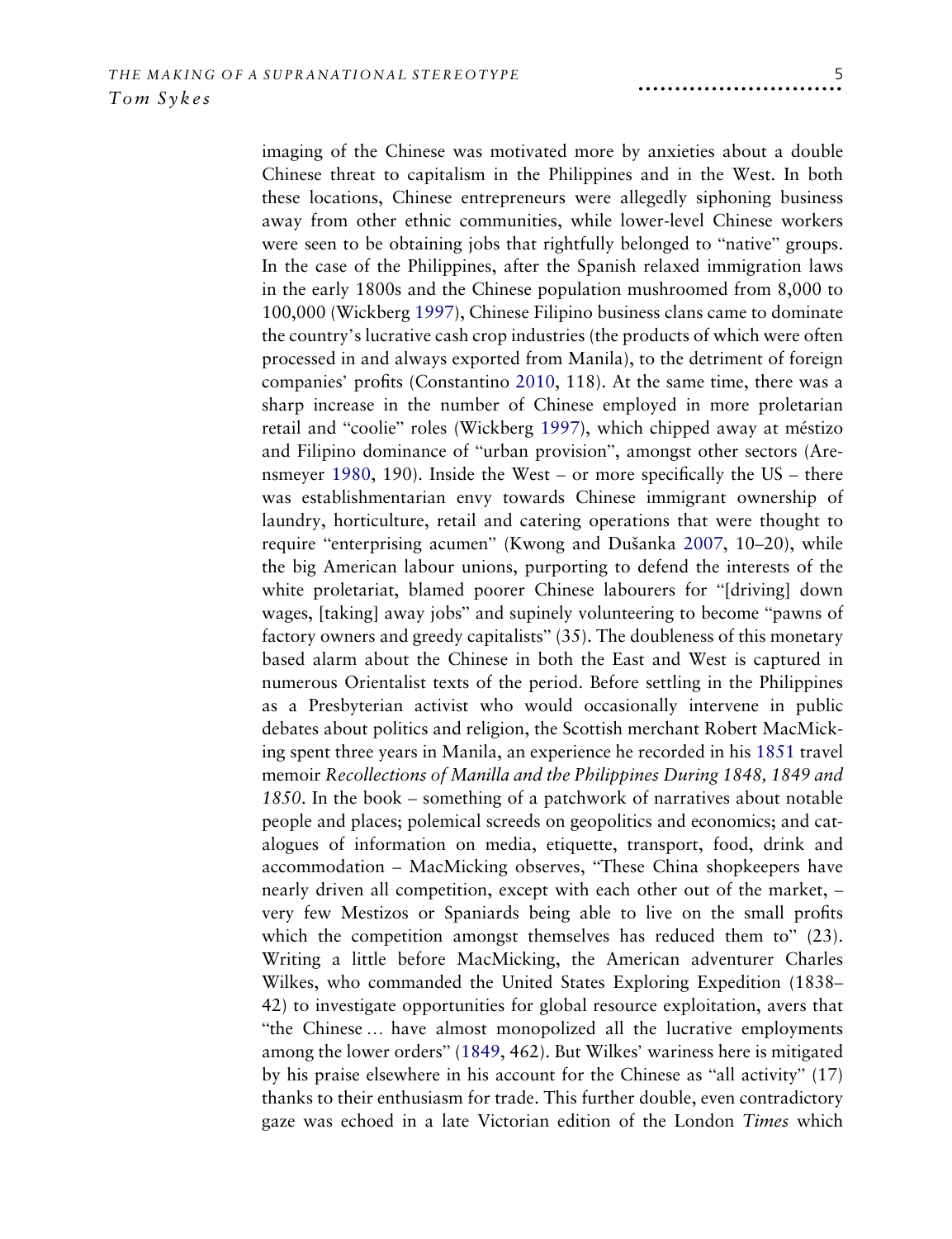imaging of the Chinese was motivated more by anxieties about a double Chinese threat to capitalism in the Philippines and in the West. In both these locations, Chinese entrepreneurs were allegedly siphoning business away from other ethnic communities, while lower-level Chinese workers were seen to be obtaining jobs that rightfully belonged to "native" groups. In the case of the Philippines, after the Spanish relaxed immigration laws in the early 1800s and the Chinese population mushroomed from 8,000 to 100,000 (Wickberg 1997), Chinese Filipino business clans came to dominate the country's lucrative cash crop industries (the products of which were often processed in and always exported from Manila), to the detriment of foreign companies' profits (Constantino 2010, 118). At the same time, there was a sharp increase in the number of Chinese employed in more proletarian retail and "coolie" roles (Wickberg 1997), which chipped away at méstizo and Filipino dominance of "urban provision", amongst other sectors (Arensmeyer 1980, 190). Inside the West – or more specifically the US – there was establishmentarian envy towards Chinese immigrant ownership of laundry, horticulture, retail and catering operations that were thought to require "enterprising acumen" (Kwong and Dušanka 2007, 10–20), while the big American labour unions, purporting to defend the interests of the white proletariat, blamed poorer Chinese labourers for "[driving] down wages, [taking] away jobs" and supinely volunteering to become "pawns of factory owners and greedy capitalists" (35). The doubleness of this monetary based alarm about the Chinese in both the East and West is captured in numerous Orientalist texts of the period. Before settling in the Philippines as a Presbyterian activist who would occasionally intervene in public debates about politics and religion, the Scottish merchant Robert MacMicking spent three years in Manila, an experience he recorded in his 1851 travel memoir *Recollections of Manilla and the Philippines During 1848, 1849 and 1850*. In the book – something of a patchwork of narratives about notable people and places; polemical screeds on geopolitics and economics; and catalogues of information on media, etiquette, transport, food, drink and accommodation – MacMicking observes, "These China shopkeepers have nearly driven all competition, except with each other out of the market, – very few Mestizos or Spaniards being able to live on the small profits which the competition amongst themselves has reduced them to" (23). Writing a little before MacMicking, the American adventurer Charles Wilkes, who commanded the United States Exploring Expedition (1838–42) to investigate opportunities for global resource exploitation, avers that "the Chinese … have almost monopolized all the lucrative employments among the lower orders" (1849, 462). But Wilkes' wariness here is mitigated by his praise elsewhere in his account for the Chinese as "all activity" (17) thanks to their enthusiasm for trade. This further double, even contradictory gaze was echoed in a late Victorian edition of the London *Times* which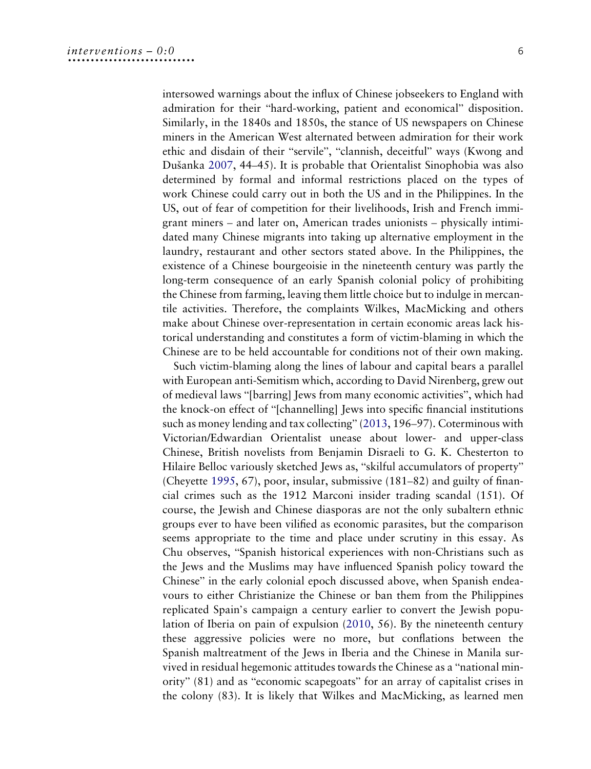intersowed warnings about the influx of Chinese jobseekers to England with admiration for their "hard-working, patient and economical" disposition. Similarly, in the 1840s and 1850s, the stance of US newspapers on Chinese miners in the American West alternated between admiration for their work ethic and disdain of their "servile", "clannish, deceitful" ways (Kwong and Dušanka 2007, 44–45). It is probable that Orientalist Sinophobia was also determined by formal and informal restrictions placed on the types of work Chinese could carry out in both the US and in the Philippines. In the US, out of fear of competition for their livelihoods, Irish and French immigrant miners – and later on, American trades unionists – physically intimidated many Chinese migrants into taking up alternative employment in the laundry, restaurant and other sectors stated above. In the Philippines, the existence of a Chinese bourgeoisie in the nineteenth century was partly the long-term consequence of an early Spanish colonial policy of prohibiting the Chinese from farming, leaving them little choice but to indulge in mercantile activities. Therefore, the complaints Wilkes, MacMicking and others make about Chinese over-representation in certain economic areas lack historical understanding and constitutes a form of victim-blaming in which the Chinese are to be held accountable for conditions not of their own making.

Such victim-blaming along the lines of labour and capital bears a parallel with European anti-Semitism which, according to David Nirenberg, grew out of medieval laws "[barring] Jews from many economic activities", which had the knock-on effect of "[channelling] Jews into specific financial institutions such as money lending and tax collecting" (2013, 196–97). Coterminous with Victorian/Edwardian Orientalist unease about lower- and upper-class Chinese, British novelists from Benjamin Disraeli to G. K. Chesterton to Hilaire Belloc variously sketched Jews as, "skilful accumulators of property" (Cheyette 1995, 67), poor, insular, submissive (181–82) and guilty of financial crimes such as the 1912 Marconi insider trading scandal (151). Of course, the Jewish and Chinese diasporas are not the only subaltern ethnic groups ever to have been vilified as economic parasites, but the comparison seems appropriate to the time and place under scrutiny in this essay. As Chu observes, "Spanish historical experiences with non-Christians such as the Jews and the Muslims may have influenced Spanish policy toward the Chinese" in the early colonial epoch discussed above, when Spanish endeavours to either Christianize the Chinese or ban them from the Philippines replicated Spain's campaign a century earlier to convert the Jewish population of Iberia on pain of expulsion (2010, 56). By the nineteenth century these aggressive policies were no more, but conflations between the Spanish maltreatment of the Jews in Iberia and the Chinese in Manila survived in residual hegemonic attitudes towards the Chinese as a "national minority" (81) and as "economic scapegoats" for an array of capitalist crises in the colony (83). It is likely that Wilkes and MacMicking, as learned men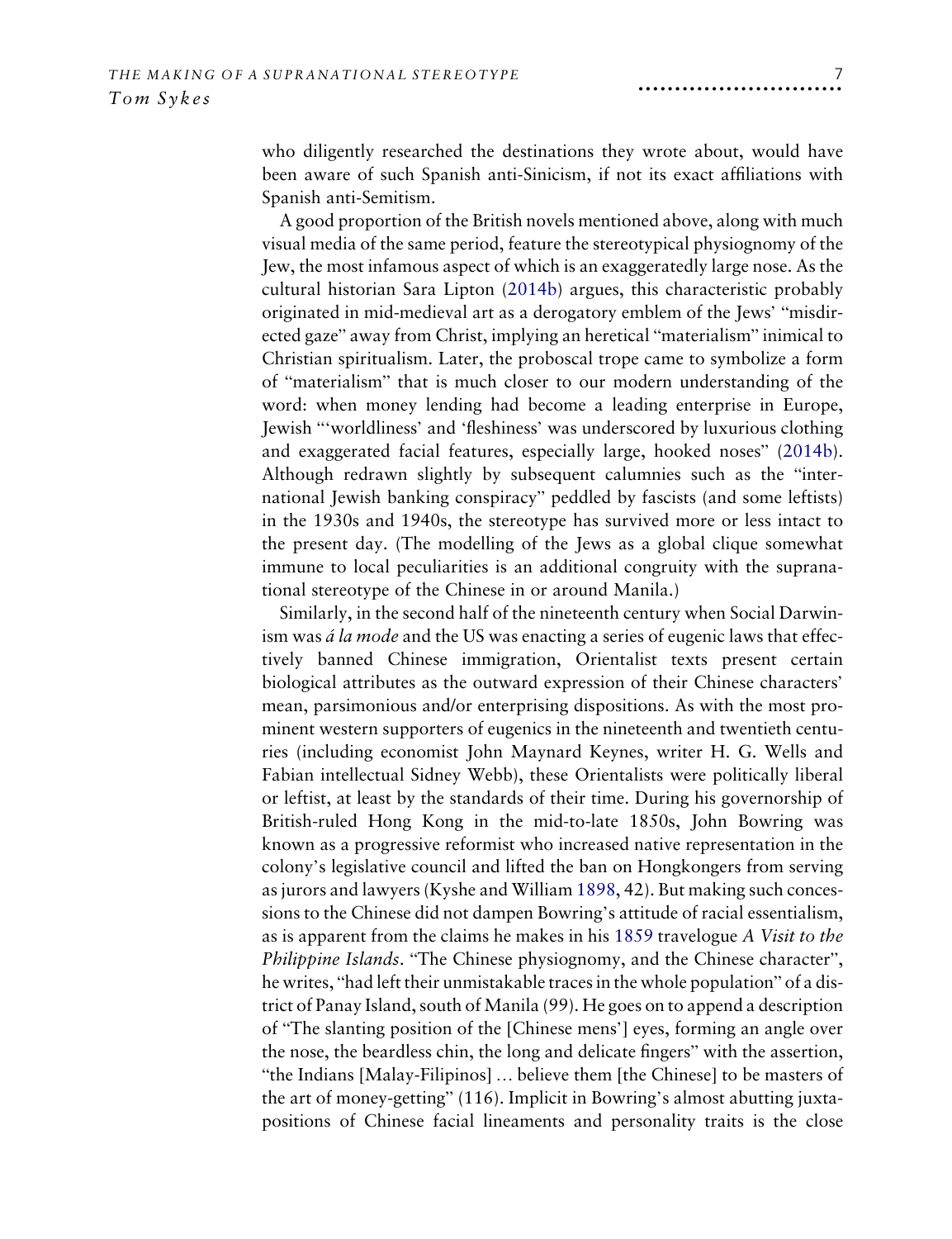who diligently researched the destinations they wrote about, would have been aware of such Spanish anti-Sinicism, if not its exact affiliations with Spanish anti-Semitism.

A good proportion of the British novels mentioned above, along with much visual media of the same period, feature the stereotypical physiognomy of the Jew, the most infamous aspect of which is an exaggeratedly large nose. As the cultural historian Sara Lipton (2014b) argues, this characteristic probably originated in mid-medieval art as a derogatory emblem of the Jews' "misdirected gaze" away from Christ, implying an heretical "materialism" inimical to Christian spiritualism. Later, the proboscal trope came to symbolize a form of "materialism" that is much closer to our modern understanding of the word: when money lending had become a leading enterprise in Europe, Jewish "'worldliness' and 'fleshiness' was underscored by luxurious clothing and exaggerated facial features, especially large, hooked noses" (2014b). Although redrawn slightly by subsequent calumnies such as the "international Jewish banking conspiracy" peddled by fascists (and some leftists) in the 1930s and 1940s, the stereotype has survived more or less intact to the present day. (The modelling of the Jews as a global clique somewhat immune to local peculiarities is an additional congruity with the supranational stereotype of the Chinese in or around Manila.)

Similarly, in the second half of the nineteenth century when Social Darwinism was *á la mode* and the US was enacting a series of eugenic laws that effectively banned Chinese immigration, Orientalist texts present certain biological attributes as the outward expression of their Chinese characters' mean, parsimonious and/or enterprising dispositions. As with the most prominent western supporters of eugenics in the nineteenth and twentieth centuries (including economist John Maynard Keynes, writer H. G. Wells and Fabian intellectual Sidney Webb), these Orientalists were politically liberal or leftist, at least by the standards of their time. During his governorship of British-ruled Hong Kong in the mid-to-late 1850s, John Bowring was known as a progressive reformist who increased native representation in the colony's legislative council and lifted the ban on Hongkongers from serving as jurors and lawyers (Kyshe and William 1898, 42). But making such concessions to the Chinese did not dampen Bowring's attitude of racial essentialism, as is apparent from the claims he makes in his 1859 travelogue *A Visit to the Philippine Islands*. "The Chinese physiognomy, and the Chinese character", he writes, "had left their unmistakable traces in the whole population" of a district of Panay Island, south of Manila (99). He goes on to append a description of "The slanting position of the [Chinese mens'] eyes, forming an angle over the nose, the beardless chin, the long and delicate fingers" with the assertion, "the Indians [Malay-Filipinos] … believe them [the Chinese] to be masters of the art of money-getting" (116). Implicit in Bowring's almost abutting juxtapositions of Chinese facial lineaments and personality traits is the close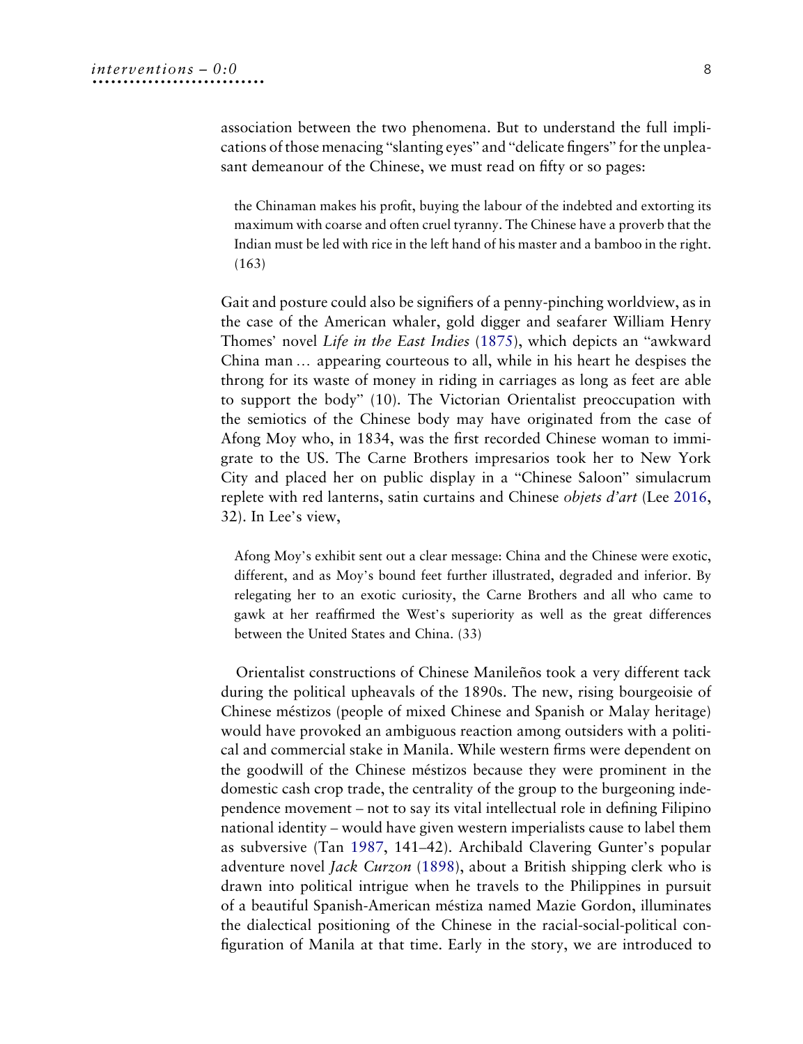association between the two phenomena. But to understand the full implications of those menacing "slanting eyes" and "delicate fingers" for the unpleasant demeanour of the Chinese, we must read on fifty or so pages:

> the Chinaman makes his profit, buying the labour of the indebted and extorting its maximum with coarse and often cruel tyranny. The Chinese have a proverb that the Indian must be led with rice in the left hand of his master and a bamboo in the right. (163)

Gait and posture could also be signifiers of a penny-pinching worldview, as in the case of the American whaler, gold digger and seafarer William Henry Thomes' novel *Life in the East Indies* (1875), which depicts an "awkward China man … appearing courteous to all, while in his heart he despises the throng for its waste of money in riding in carriages as long as feet are able to support the body" (10). The Victorian Orientalist preoccupation with the semiotics of the Chinese body may have originated from the case of Afong Moy who, in 1834, was the first recorded Chinese woman to immigrate to the US. The Carne Brothers impresarios took her to New York City and placed her on public display in a "Chinese Saloon" simulacrum replete with red lanterns, satin curtains and Chinese *objets d'art* (Lee 2016, 32). In Lee's view,

> Afong Moy's exhibit sent out a clear message: China and the Chinese were exotic, different, and as Moy's bound feet further illustrated, degraded and inferior. By relegating her to an exotic curiosity, the Carne Brothers and all who came to gawk at her reaffirmed the West's superiority as well as the great differences between the United States and China. (33)

Orientalist constructions of Chinese Manileños took a very different tack during the political upheavals of the 1890s. The new, rising bourgeoisie of Chinese méstizos (people of mixed Chinese and Spanish or Malay heritage) would have provoked an ambiguous reaction among outsiders with a political and commercial stake in Manila. While western firms were dependent on the goodwill of the Chinese méstizos because they were prominent in the domestic cash crop trade, the centrality of the group to the burgeoning independence movement – not to say its vital intellectual role in defining Filipino national identity – would have given western imperialists cause to label them as subversive (Tan 1987, 141–42). Archibald Clavering Gunter's popular adventure novel *Jack Curzon* (1898), about a British shipping clerk who is drawn into political intrigue when he travels to the Philippines in pursuit of a beautiful Spanish-American méstiza named Mazie Gordon, illuminates the dialectical positioning of the Chinese in the racial-social-political configuration of Manila at that time. Early in the story, we are introduced to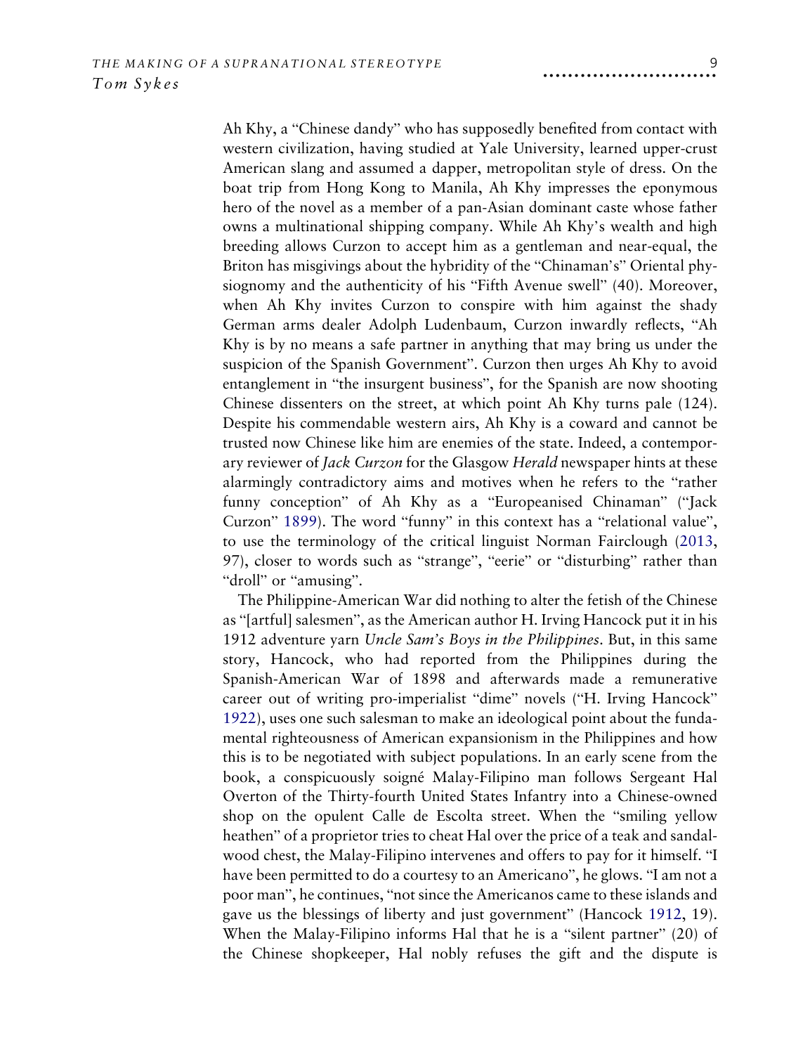Ah Khy, a "Chinese dandy" who has supposedly benefited from contact with western civilization, having studied at Yale University, learned upper-crust American slang and assumed a dapper, metropolitan style of dress. On the boat trip from Hong Kong to Manila, Ah Khy impresses the eponymous hero of the novel as a member of a pan-Asian dominant caste whose father owns a multinational shipping company. While Ah Khy's wealth and high breeding allows Curzon to accept him as a gentleman and near-equal, the Briton has misgivings about the hybridity of the "Chinaman's" Oriental physiognomy and the authenticity of his "Fifth Avenue swell" (40). Moreover, when Ah Khy invites Curzon to conspire with him against the shady German arms dealer Adolph Ludenbaum, Curzon inwardly reflects, "Ah Khy is by no means a safe partner in anything that may bring us under the suspicion of the Spanish Government". Curzon then urges Ah Khy to avoid entanglement in "the insurgent business", for the Spanish are now shooting Chinese dissenters on the street, at which point Ah Khy turns pale (124). Despite his commendable western airs, Ah Khy is a coward and cannot be trusted now Chinese like him are enemies of the state. Indeed, a contemporary reviewer of *Jack Curzon* for the Glasgow *Herald* newspaper hints at these alarmingly contradictory aims and motives when he refers to the "rather funny conception" of Ah Khy as a "Europeanised Chinaman" ("Jack Curzon" 1899). The word "funny" in this context has a "relational value", to use the terminology of the critical linguist Norman Fairclough (2013, 97), closer to words such as "strange", "eerie" or "disturbing" rather than "droll" or "amusing".

The Philippine-American War did nothing to alter the fetish of the Chinese as "[artful] salesmen", as the American author H. Irving Hancock put it in his 1912 adventure yarn *Uncle Sam's Boys in the Philippines*. But, in this same story, Hancock, who had reported from the Philippines during the Spanish-American War of 1898 and afterwards made a remunerative career out of writing pro-imperialist "dime" novels ("H. Irving Hancock" 1922), uses one such salesman to make an ideological point about the fundamental righteousness of American expansionism in the Philippines and how this is to be negotiated with subject populations. In an early scene from the book, a conspicuously soigné Malay-Filipino man follows Sergeant Hal Overton of the Thirty-fourth United States Infantry into a Chinese-owned shop on the opulent Calle de Escolta street. When the "smiling yellow heathen" of a proprietor tries to cheat Hal over the price of a teak and sandalwood chest, the Malay-Filipino intervenes and offers to pay for it himself. "I have been permitted to do a courtesy to an Americano", he glows. "I am not a poor man", he continues, "not since the Americanos came to these islands and gave us the blessings of liberty and just government" (Hancock 1912, 19). When the Malay-Filipino informs Hal that he is a "silent partner" (20) of the Chinese shopkeeper, Hal nobly refuses the gift and the dispute is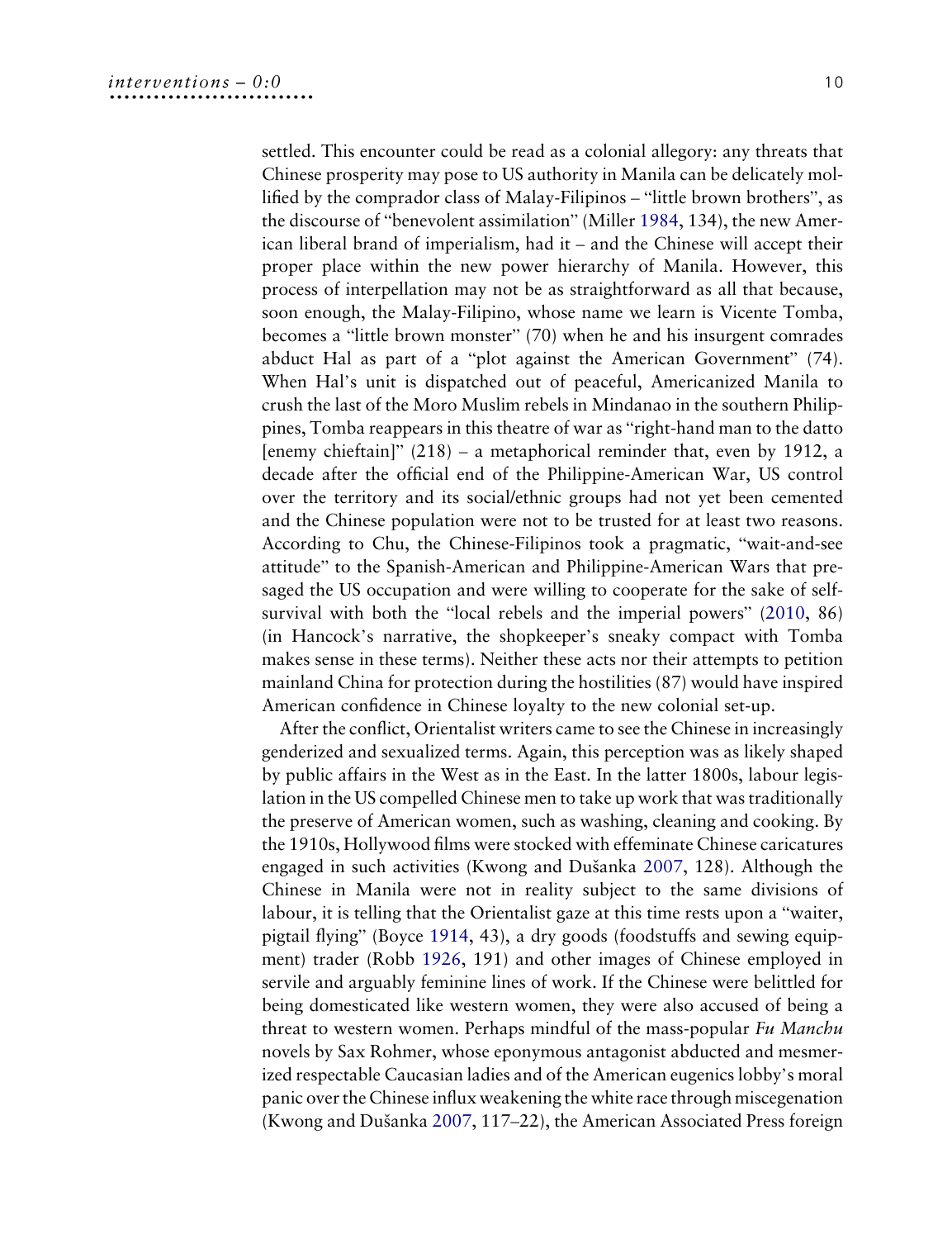settled. This encounter could be read as a colonial allegory: any threats that Chinese prosperity may pose to US authority in Manila can be delicately mollified by the comprador class of Malay-Filipinos – "little brown brothers", as the discourse of "benevolent assimilation" (Miller 1984, 134), the new American liberal brand of imperialism, had it – and the Chinese will accept their proper place within the new power hierarchy of Manila. However, this process of interpellation may not be as straightforward as all that because, soon enough, the Malay-Filipino, whose name we learn is Vicente Tomba, becomes a "little brown monster" (70) when he and his insurgent comrades abduct Hal as part of a "plot against the American Government" (74). When Hal's unit is dispatched out of peaceful, Americanized Manila to crush the last of the Moro Muslim rebels in Mindanao in the southern Philippines, Tomba reappears in this theatre of war as "right-hand man to the datto [enemy chieftain]" (218) – a metaphorical reminder that, even by 1912, a decade after the official end of the Philippine-American War, US control over the territory and its social/ethnic groups had not yet been cemented and the Chinese population were not to be trusted for at least two reasons. According to Chu, the Chinese-Filipinos took a pragmatic, "wait-and-see attitude" to the Spanish-American and Philippine-American Wars that presaged the US occupation and were willing to cooperate for the sake of self-survival with both the "local rebels and the imperial powers" (2010, 86) (in Hancock's narrative, the shopkeeper's sneaky compact with Tomba makes sense in these terms). Neither these acts nor their attempts to petition mainland China for protection during the hostilities (87) would have inspired American confidence in Chinese loyalty to the new colonial set-up.

After the conflict, Orientalist writers came to see the Chinese in increasingly genderized and sexualized terms. Again, this perception was as likely shaped by public affairs in the West as in the East. In the latter 1800s, labour legislation in the US compelled Chinese men to take up work that was traditionally the preserve of American women, such as washing, cleaning and cooking. By the 1910s, Hollywood films were stocked with effeminate Chinese caricatures engaged in such activities (Kwong and Dušanka 2007, 128). Although the Chinese in Manila were not in reality subject to the same divisions of labour, it is telling that the Orientalist gaze at this time rests upon a "waiter, pigtail flying" (Boyce 1914, 43), a dry goods (foodstuffs and sewing equipment) trader (Robb 1926, 191) and other images of Chinese employed in servile and arguably feminine lines of work. If the Chinese were belittled for being domesticated like western women, they were also accused of being a threat to western women. Perhaps mindful of the mass-popular *Fu Manchu* novels by Sax Rohmer, whose eponymous antagonist abducted and mesmerized respectable Caucasian ladies and of the American eugenics lobby's moral panic over the Chinese influx weakening the white race through miscegenation (Kwong and Dušanka 2007, 117–22), the American Associated Press foreign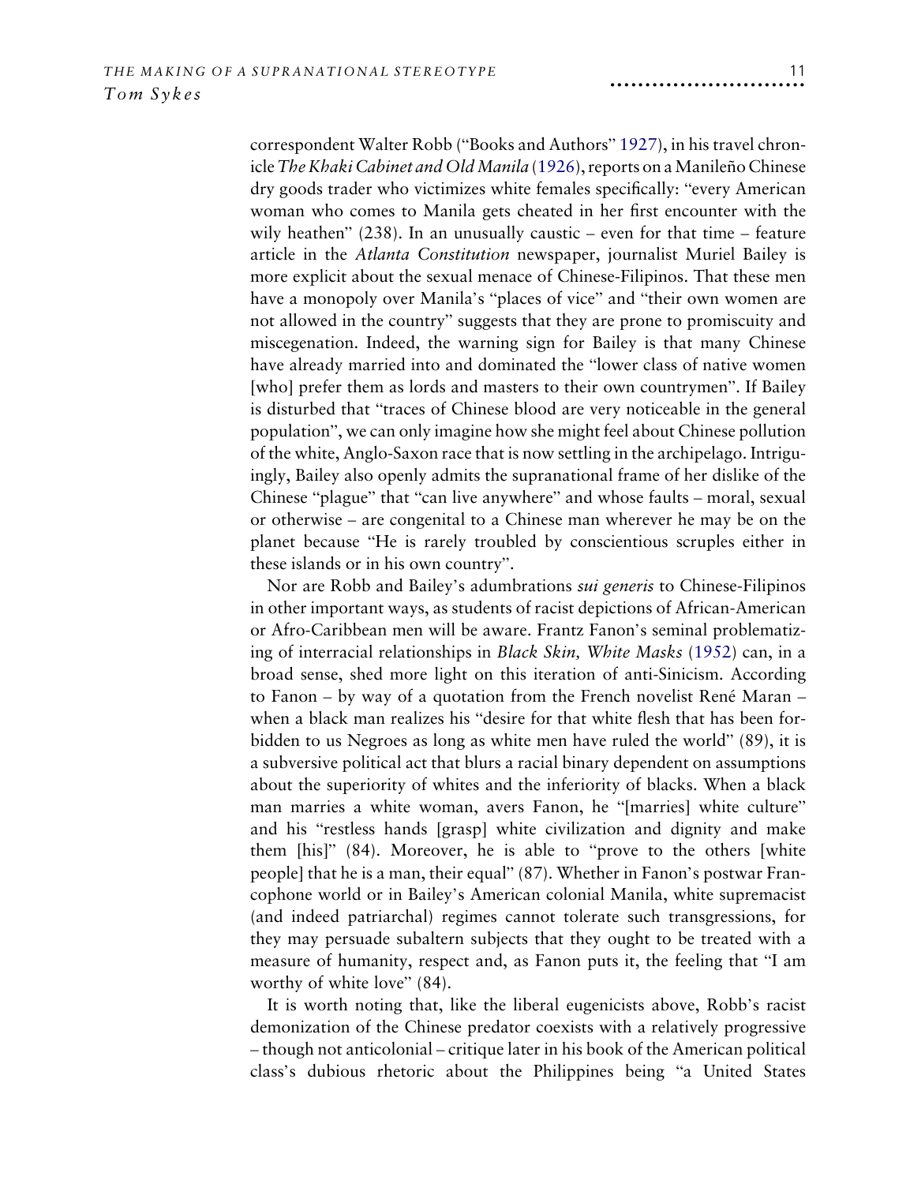correspondent Walter Robb ("Books and Authors" 1927), in his travel chronicle *The Khaki Cabinet and Old Manila* (1926), reports on a Manileño Chinese dry goods trader who victimizes white females specifically: "every American woman who comes to Manila gets cheated in her first encounter with the wily heathen" (238). In an unusually caustic – even for that time – feature article in the *Atlanta Constitution* newspaper, journalist Muriel Bailey is more explicit about the sexual menace of Chinese-Filipinos. That these men have a monopoly over Manila's "places of vice" and "their own women are not allowed in the country" suggests that they are prone to promiscuity and miscegenation. Indeed, the warning sign for Bailey is that many Chinese have already married into and dominated the "lower class of native women [who] prefer them as lords and masters to their own countrymen". If Bailey is disturbed that "traces of Chinese blood are very noticeable in the general population", we can only imagine how she might feel about Chinese pollution of the white, Anglo-Saxon race that is now settling in the archipelago. Intriguingly, Bailey also openly admits the supranational frame of her dislike of the Chinese "plague" that "can live anywhere" and whose faults – moral, sexual or otherwise – are congenital to a Chinese man wherever he may be on the planet because "He is rarely troubled by conscientious scruples either in these islands or in his own country".

Nor are Robb and Bailey's adumbrations *sui generis* to Chinese-Filipinos in other important ways, as students of racist depictions of African-American or Afro-Caribbean men will be aware. Frantz Fanon's seminal problematizing of interracial relationships in *Black Skin, White Masks* (1952) can, in a broad sense, shed more light on this iteration of anti-Sinicism. According to Fanon – by way of a quotation from the French novelist René Maran – when a black man realizes his "desire for that white flesh that has been forbidden to us Negroes as long as white men have ruled the world" (89), it is a subversive political act that blurs a racial binary dependent on assumptions about the superiority of whites and the inferiority of blacks. When a black man marries a white woman, avers Fanon, he "[marries] white culture" and his "restless hands [grasp] white civilization and dignity and make them [his]" (84). Moreover, he is able to "prove to the others [white people] that he is a man, their equal" (87). Whether in Fanon's postwar Francophone world or in Bailey's American colonial Manila, white supremacist (and indeed patriarchal) regimes cannot tolerate such transgressions, for they may persuade subaltern subjects that they ought to be treated with a measure of humanity, respect and, as Fanon puts it, the feeling that "I am worthy of white love" (84).

It is worth noting that, like the liberal eugenicists above, Robb's racist demonization of the Chinese predator coexists with a relatively progressive – though not anticolonial – critique later in his book of the American political class's dubious rhetoric about the Philippines being "a United States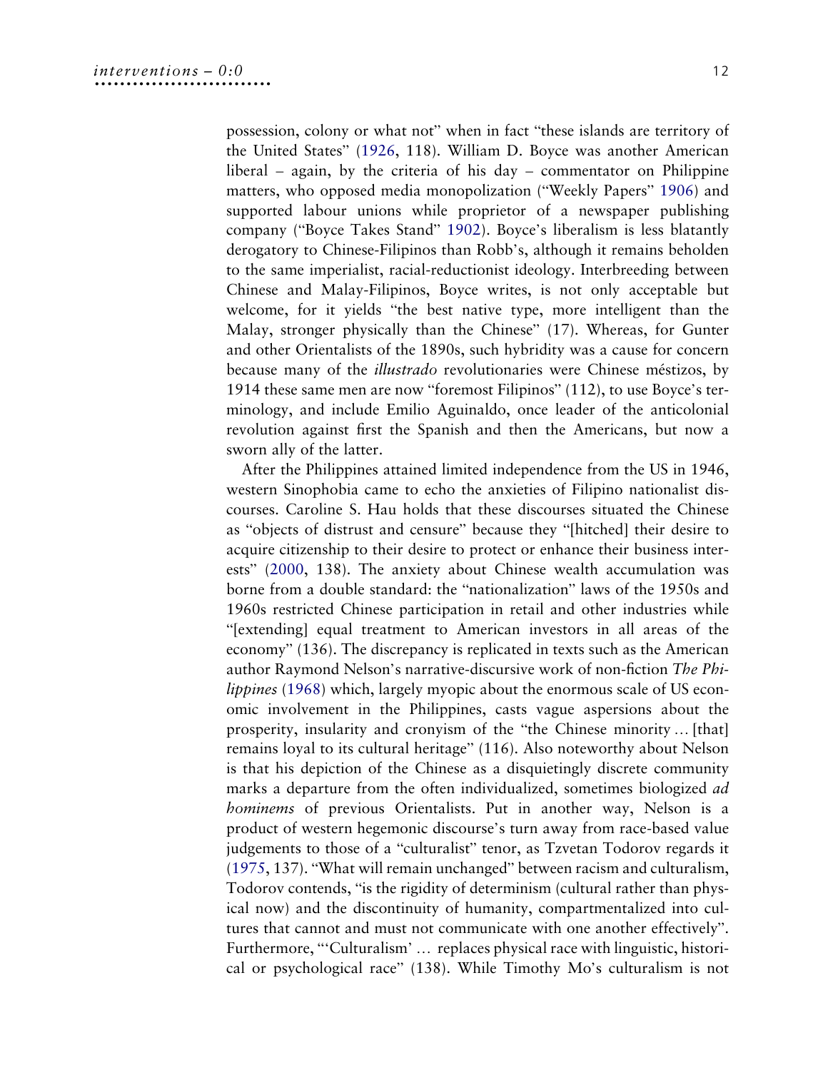possession, colony or what not" when in fact "these islands are territory of the United States" (1926, 118). William D. Boyce was another American liberal – again, by the criteria of his day – commentator on Philippine matters, who opposed media monopolization ("Weekly Papers" 1906) and supported labour unions while proprietor of a newspaper publishing company ("Boyce Takes Stand" 1902). Boyce's liberalism is less blatantly derogatory to Chinese-Filipinos than Robb's, although it remains beholden to the same imperialist, racial-reductionist ideology. Interbreeding between Chinese and Malay-Filipinos, Boyce writes, is not only acceptable but welcome, for it yields "the best native type, more intelligent than the Malay, stronger physically than the Chinese" (17). Whereas, for Gunter and other Orientalists of the 1890s, such hybridity was a cause for concern because many of the *illustrado* revolutionaries were Chinese méstizos, by 1914 these same men are now "foremost Filipinos" (112), to use Boyce's terminology, and include Emilio Aguinaldo, once leader of the anticolonial revolution against first the Spanish and then the Americans, but now a sworn ally of the latter.

After the Philippines attained limited independence from the US in 1946, western Sinophobia came to echo the anxieties of Filipino nationalist discourses. Caroline S. Hau holds that these discourses situated the Chinese as "objects of distrust and censure" because they "[hitched] their desire to acquire citizenship to their desire to protect or enhance their business interests" (2000, 138). The anxiety about Chinese wealth accumulation was borne from a double standard: the "nationalization" laws of the 1950s and 1960s restricted Chinese participation in retail and other industries while "[extending] equal treatment to American investors in all areas of the economy" (136). The discrepancy is replicated in texts such as the American author Raymond Nelson's narrative-discursive work of non-fiction *The Philippines* (1968) which, largely myopic about the enormous scale of US economic involvement in the Philippines, casts vague aspersions about the prosperity, insularity and cronyism of the "the Chinese minority … [that] remains loyal to its cultural heritage" (116). Also noteworthy about Nelson is that his depiction of the Chinese as a disquietingly discrete community marks a departure from the often individualized, sometimes biologized *ad hominems* of previous Orientalists. Put in another way, Nelson is a product of western hegemonic discourse's turn away from race-based value judgements to those of a "culturalist" tenor, as Tzvetan Todorov regards it (1975, 137). "What will remain unchanged" between racism and culturalism, Todorov contends, "is the rigidity of determinism (cultural rather than physical now) and the discontinuity of humanity, compartmentalized into cultures that cannot and must not communicate with one another effectively". Furthermore, "'Culturalism' … replaces physical race with linguistic, historical or psychological race" (138). While Timothy Mo's culturalism is not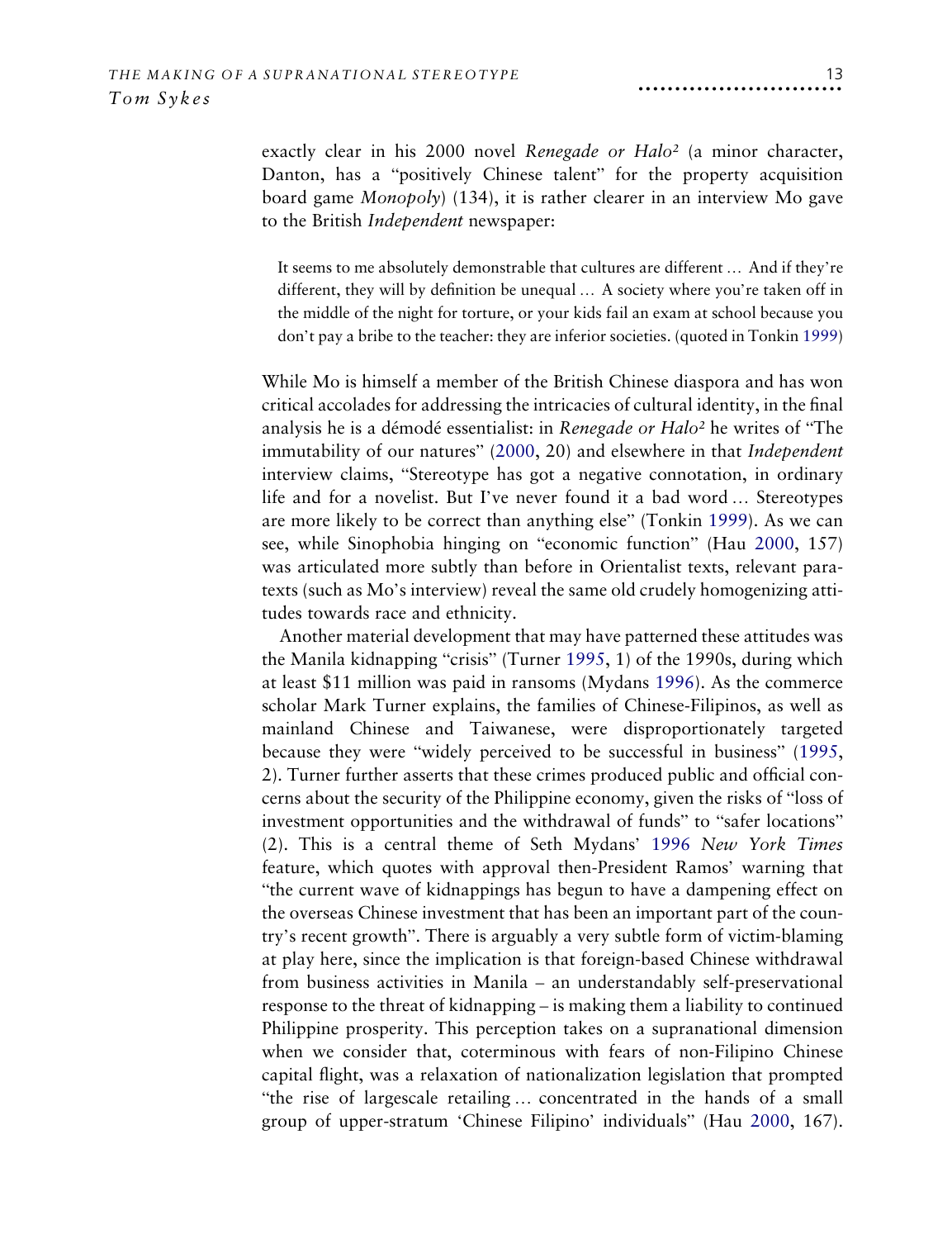exactly clear in his 2000 novel *Renegade or Halo²* (a minor character, Danton, has a "positively Chinese talent" for the property acquisition board game *Monopoly*) (134), it is rather clearer in an interview Mo gave to the British *Independent* newspaper:

> It seems to me absolutely demonstrable that cultures are different … And if they're different, they will by definition be unequal … A society where you're taken off in the middle of the night for torture, or your kids fail an exam at school because you don't pay a bribe to the teacher: they are inferior societies. (quoted in Tonkin 1999)

While Mo is himself a member of the British Chinese diaspora and has won critical accolades for addressing the intricacies of cultural identity, in the final analysis he is a démodé essentialist: in *Renegade or Halo²* he writes of "The immutability of our natures" (2000, 20) and elsewhere in that *Independent* interview claims, "Stereotype has got a negative connotation, in ordinary life and for a novelist. But I've never found it a bad word … Stereotypes are more likely to be correct than anything else" (Tonkin 1999). As we can see, while Sinophobia hinging on "economic function" (Hau 2000, 157) was articulated more subtly than before in Orientalist texts, relevant paratexts (such as Mo's interview) reveal the same old crudely homogenizing attitudes towards race and ethnicity.

Another material development that may have patterned these attitudes was the Manila kidnapping "crisis" (Turner 1995, 1) of the 1990s, during which at least $11 million was paid in ransoms (Mydans 1996). As the commerce scholar Mark Turner explains, the families of Chinese-Filipinos, as well as mainland Chinese and Taiwanese, were disproportionately targeted because they were "widely perceived to be successful in business" (1995, 2). Turner further asserts that these crimes produced public and official concerns about the security of the Philippine economy, given the risks of "loss of investment opportunities and the withdrawal of funds" to "safer locations" (2). This is a central theme of Seth Mydans' 1996 *New York Times* feature, which quotes with approval then-President Ramos' warning that "the current wave of kidnappings has begun to have a dampening effect on the overseas Chinese investment that has been an important part of the country's recent growth". There is arguably a very subtle form of victim-blaming at play here, since the implication is that foreign-based Chinese withdrawal from business activities in Manila – an understandably self-preservational response to the threat of kidnapping – is making them a liability to continued Philippine prosperity. This perception takes on a supranational dimension when we consider that, coterminous with fears of non-Filipino Chinese capital flight, was a relaxation of nationalization legislation that prompted "the rise of largescale retailing … concentrated in the hands of a small group of upper-stratum 'Chinese Filipino' individuals" (Hau 2000, 167).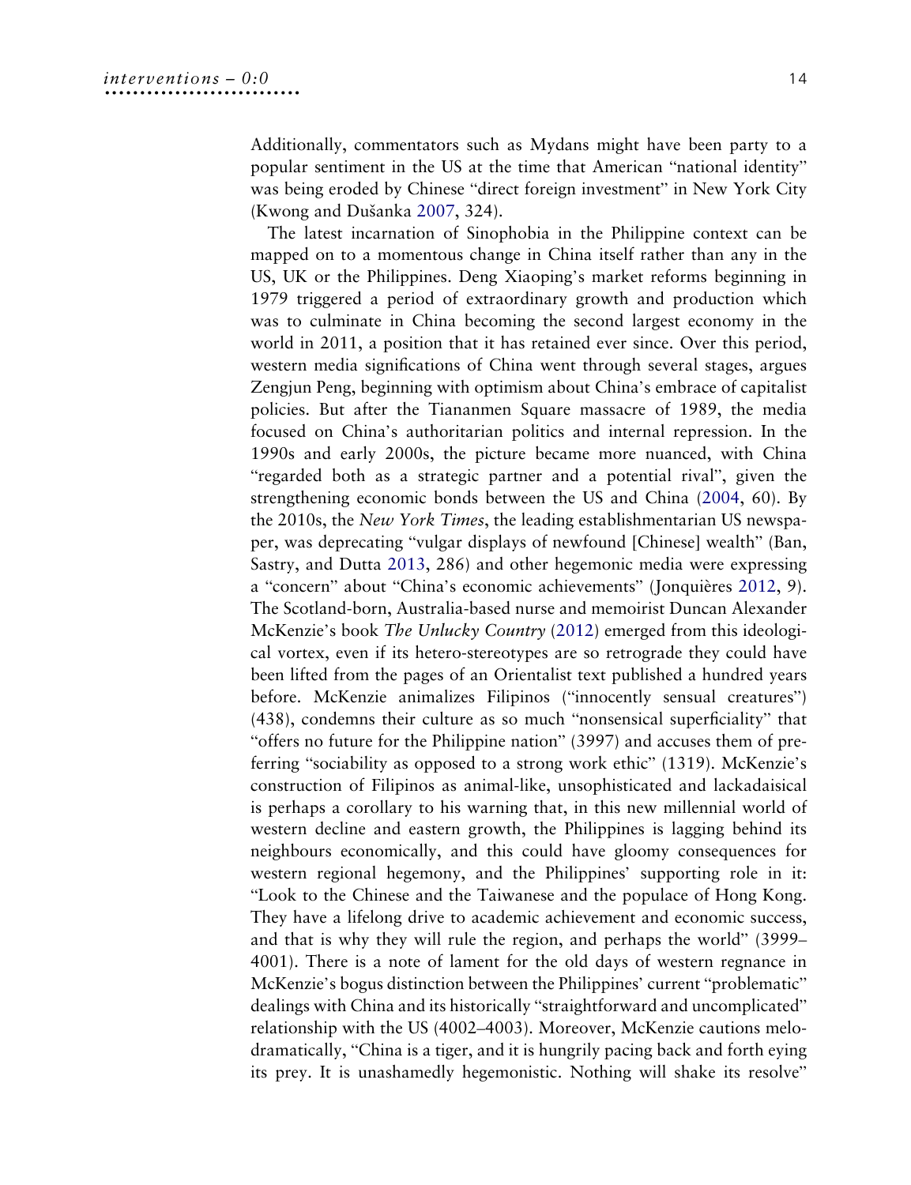Additionally, commentators such as Mydans might have been party to a popular sentiment in the US at the time that American "national identity" was being eroded by Chinese "direct foreign investment" in New York City (Kwong and Dušanka 2007, 324).

The latest incarnation of Sinophobia in the Philippine context can be mapped on to a momentous change in China itself rather than any in the US, UK or the Philippines. Deng Xiaoping's market reforms beginning in 1979 triggered a period of extraordinary growth and production which was to culminate in China becoming the second largest economy in the world in 2011, a position that it has retained ever since. Over this period, western media significations of China went through several stages, argues Zengjun Peng, beginning with optimism about China's embrace of capitalist policies. But after the Tiananmen Square massacre of 1989, the media focused on China's authoritarian politics and internal repression. In the 1990s and early 2000s, the picture became more nuanced, with China "regarded both as a strategic partner and a potential rival", given the strengthening economic bonds between the US and China (2004, 60). By the 2010s, the *New York Times*, the leading establishmentarian US newspaper, was deprecating "vulgar displays of newfound [Chinese] wealth" (Ban, Sastry, and Dutta 2013, 286) and other hegemonic media were expressing a "concern" about "China's economic achievements" (Jonquières 2012, 9). The Scotland-born, Australia-based nurse and memoirist Duncan Alexander McKenzie's book *The Unlucky Country* (2012) emerged from this ideological vortex, even if its hetero-stereotypes are so retrograde they could have been lifted from the pages of an Orientalist text published a hundred years before. McKenzie animalizes Filipinos ("innocently sensual creatures") (438), condemns their culture as so much "nonsensical superficiality" that "offers no future for the Philippine nation" (3997) and accuses them of preferring "sociability as opposed to a strong work ethic" (1319). McKenzie's construction of Filipinos as animal-like, unsophisticated and lackadaisical is perhaps a corollary to his warning that, in this new millennial world of western decline and eastern growth, the Philippines is lagging behind its neighbours economically, and this could have gloomy consequences for western regional hegemony, and the Philippines' supporting role in it: "Look to the Chinese and the Taiwanese and the populace of Hong Kong. They have a lifelong drive to academic achievement and economic success, and that is why they will rule the region, and perhaps the world" (3999–4001). There is a note of lament for the old days of western regnance in McKenzie's bogus distinction between the Philippines' current "problematic" dealings with China and its historically "straightforward and uncomplicated" relationship with the US (4002–4003). Moreover, McKenzie cautions melodramatically, "China is a tiger, and it is hungrily pacing back and forth eying its prey. It is unashamedly hegemonistic. Nothing will shake its resolve"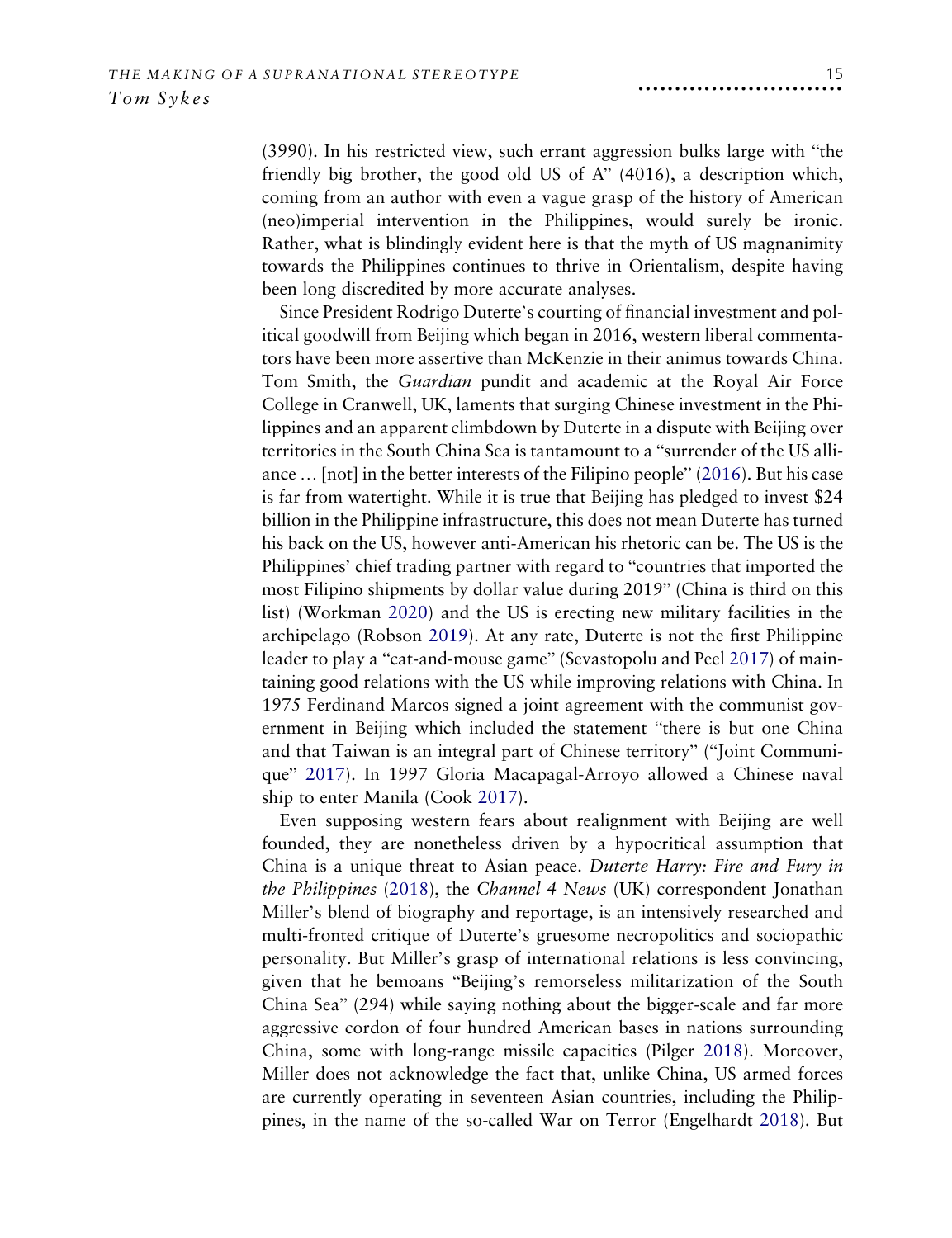(3990). In his restricted view, such errant aggression bulks large with "the friendly big brother, the good old US of A" (4016), a description which, coming from an author with even a vague grasp of the history of American (neo)imperial intervention in the Philippines, would surely be ironic. Rather, what is blindingly evident here is that the myth of US magnanimity towards the Philippines continues to thrive in Orientalism, despite having been long discredited by more accurate analyses.

Since President Rodrigo Duterte's courting of financial investment and political goodwill from Beijing which began in 2016, western liberal commentators have been more assertive than McKenzie in their animus towards China. Tom Smith, the *Guardian* pundit and academic at the Royal Air Force College in Cranwell, UK, laments that surging Chinese investment in the Philippines and an apparent climbdown by Duterte in a dispute with Beijing over territories in the South China Sea is tantamount to a "surrender of the US alliance … [not] in the better interests of the Filipino people" (2016). But his case is far from watertight. While it is true that Beijing has pledged to invest $24 billion in the Philippine infrastructure, this does not mean Duterte has turned his back on the US, however anti-American his rhetoric can be. The US is the Philippines' chief trading partner with regard to "countries that imported the most Filipino shipments by dollar value during 2019" (China is third on this list) (Workman 2020) and the US is erecting new military facilities in the archipelago (Robson 2019). At any rate, Duterte is not the first Philippine leader to play a "cat-and-mouse game" (Sevastopolu and Peel 2017) of maintaining good relations with the US while improving relations with China. In 1975 Ferdinand Marcos signed a joint agreement with the communist government in Beijing which included the statement "there is but one China and that Taiwan is an integral part of Chinese territory" ("Joint Communique" 2017). In 1997 Gloria Macapagal-Arroyo allowed a Chinese naval ship to enter Manila (Cook 2017).

Even supposing western fears about realignment with Beijing are well founded, they are nonetheless driven by a hypocritical assumption that China is a unique threat to Asian peace. *Duterte Harry: Fire and Fury in the Philippines* (2018), the *Channel 4 News* (UK) correspondent Jonathan Miller's blend of biography and reportage, is an intensively researched and multi-fronted critique of Duterte's gruesome necropolitics and sociopathic personality. But Miller's grasp of international relations is less convincing, given that he bemoans "Beijing's remorseless militarization of the South China Sea" (294) while saying nothing about the bigger-scale and far more aggressive cordon of four hundred American bases in nations surrounding China, some with long-range missile capacities (Pilger 2018). Moreover, Miller does not acknowledge the fact that, unlike China, US armed forces are currently operating in seventeen Asian countries, including the Philippines, in the name of the so-called War on Terror (Engelhardt 2018). But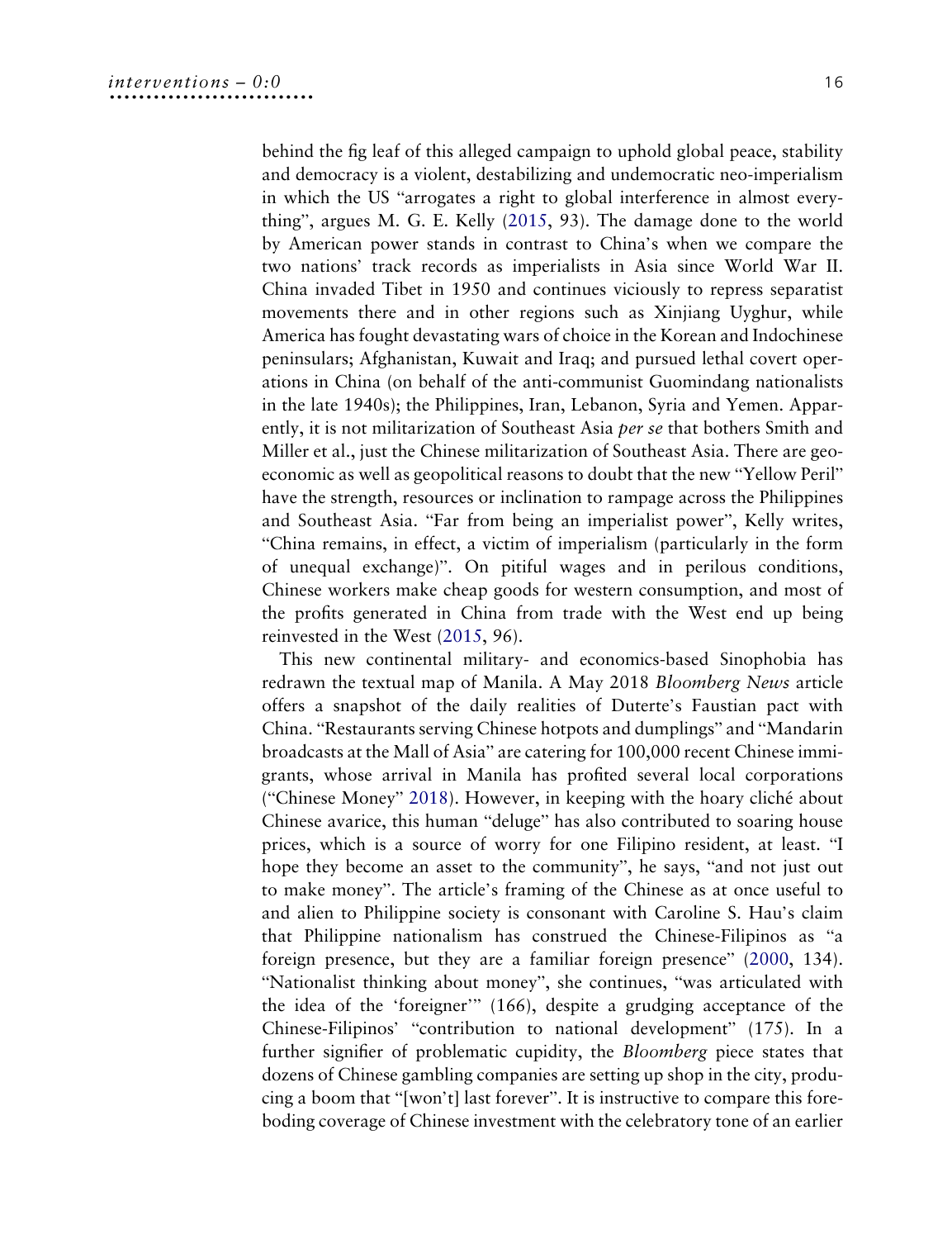behind the fig leaf of this alleged campaign to uphold global peace, stability and democracy is a violent, destabilizing and undemocratic neo-imperialism in which the US "arrogates a right to global interference in almost everything", argues M. G. E. Kelly (2015, 93). The damage done to the world by American power stands in contrast to China's when we compare the two nations' track records as imperialists in Asia since World War II. China invaded Tibet in 1950 and continues viciously to repress separatist movements there and in other regions such as Xinjiang Uyghur, while America has fought devastating wars of choice in the Korean and Indochinese peninsulars; Afghanistan, Kuwait and Iraq; and pursued lethal covert operations in China (on behalf of the anti-communist Guomindang nationalists in the late 1940s); the Philippines, Iran, Lebanon, Syria and Yemen. Apparently, it is not militarization of Southeast Asia *per se* that bothers Smith and Miller et al., just the Chinese militarization of Southeast Asia. There are geo-economic as well as geopolitical reasons to doubt that the new "Yellow Peril" have the strength, resources or inclination to rampage across the Philippines and Southeast Asia. "Far from being an imperialist power", Kelly writes, "China remains, in effect, a victim of imperialism (particularly in the form of unequal exchange)". On pitiful wages and in perilous conditions, Chinese workers make cheap goods for western consumption, and most of the profits generated in China from trade with the West end up being reinvested in the West (2015, 96).

This new continental military- and economics-based Sinophobia has redrawn the textual map of Manila. A May 2018 *Bloomberg News* article offers a snapshot of the daily realities of Duterte's Faustian pact with China. "Restaurants serving Chinese hotpots and dumplings" and "Mandarin broadcasts at the Mall of Asia" are catering for 100,000 recent Chinese immigrants, whose arrival in Manila has profited several local corporations ("Chinese Money" 2018). However, in keeping with the hoary cliché about Chinese avarice, this human "deluge" has also contributed to soaring house prices, which is a source of worry for one Filipino resident, at least. "I hope they become an asset to the community", he says, "and not just out to make money". The article's framing of the Chinese as at once useful to and alien to Philippine society is consonant with Caroline S. Hau's claim that Philippine nationalism has construed the Chinese-Filipinos as "a foreign presence, but they are a familiar foreign presence" (2000, 134). "Nationalist thinking about money", she continues, "was articulated with the idea of the 'foreigner'" (166), despite a grudging acceptance of the Chinese-Filipinos' "contribution to national development" (175). In a further signifier of problematic cupidity, the *Bloomberg* piece states that dozens of Chinese gambling companies are setting up shop in the city, producing a boom that "[won't] last forever". It is instructive to compare this foreboding coverage of Chinese investment with the celebratory tone of an earlier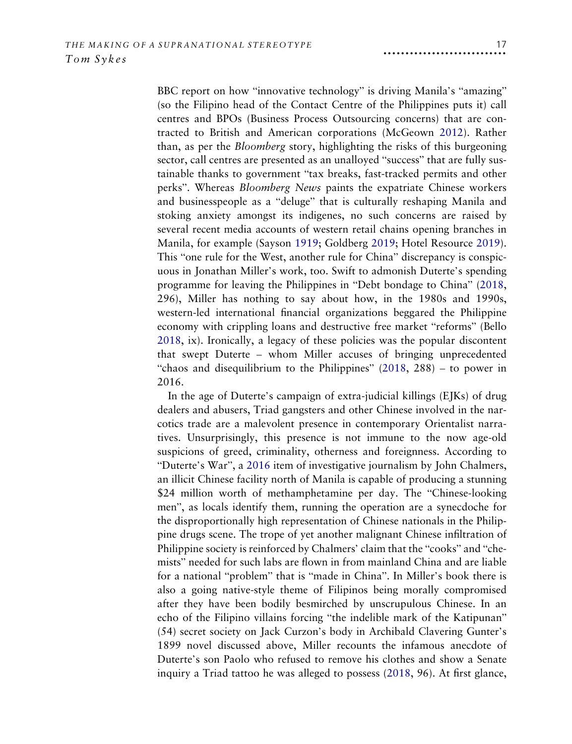BBC report on how "innovative technology" is driving Manila's "amazing" (so the Filipino head of the Contact Centre of the Philippines puts it) call centres and BPOs (Business Process Outsourcing concerns) that are contracted to British and American corporations (McGeown 2012). Rather than, as per the *Bloomberg* story, highlighting the risks of this burgeoning sector, call centres are presented as an unalloyed "success" that are fully sustainable thanks to government "tax breaks, fast-tracked permits and other perks". Whereas *Bloomberg News* paints the expatriate Chinese workers and businesspeople as a "deluge" that is culturally reshaping Manila and stoking anxiety amongst its indigenes, no such concerns are raised by several recent media accounts of western retail chains opening branches in Manila, for example (Sayson 1919; Goldberg 2019; Hotel Resource 2019). This "one rule for the West, another rule for China" discrepancy is conspicuous in Jonathan Miller's work, too. Swift to admonish Duterte's spending programme for leaving the Philippines in "Debt bondage to China" (2018, 296), Miller has nothing to say about how, in the 1980s and 1990s, western-led international financial organizations beggared the Philippine economy with crippling loans and destructive free market "reforms" (Bello 2018, ix). Ironically, a legacy of these policies was the popular discontent that swept Duterte – whom Miller accuses of bringing unprecedented "chaos and disequilibrium to the Philippines" (2018, 288) – to power in 2016.

In the age of Duterte's campaign of extra-judicial killings (EJKs) of drug dealers and abusers, Triad gangsters and other Chinese involved in the narcotics trade are a malevolent presence in contemporary Orientalist narratives. Unsurprisingly, this presence is not immune to the now age-old suspicions of greed, criminality, otherness and foreignness. According to "Duterte's War", a 2016 item of investigative journalism by John Chalmers, an illicit Chinese facility north of Manila is capable of producing a stunning $24 million worth of methamphetamine per day. The "Chinese-looking men", as locals identify them, running the operation are a synecdoche for the disproportionally high representation of Chinese nationals in the Philippine drugs scene. The trope of yet another malignant Chinese infiltration of Philippine society is reinforced by Chalmers' claim that the "cooks" and "chemists" needed for such labs are flown in from mainland China and are liable for a national "problem" that is "made in China". In Miller's book there is also a going native-style theme of Filipinos being morally compromised after they have been bodily besmirched by unscrupulous Chinese. In an echo of the Filipino villains forcing "the indelible mark of the Katipunan" (54) secret society on Jack Curzon's body in Archibald Clavering Gunter's 1899 novel discussed above, Miller recounts the infamous anecdote of Duterte's son Paolo who refused to remove his clothes and show a Senate inquiry a Triad tattoo he was alleged to possess (2018, 96). At first glance,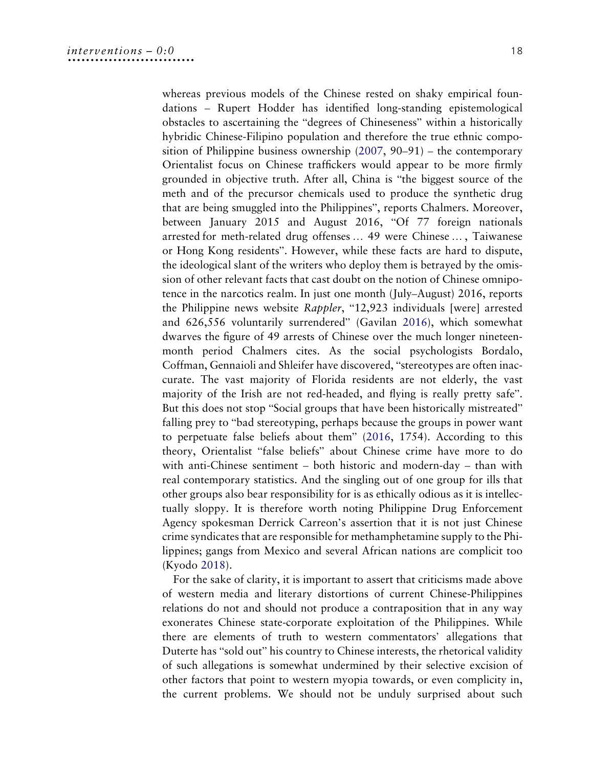whereas previous models of the Chinese rested on shaky empirical foundations – Rupert Hodder has identified long-standing epistemological obstacles to ascertaining the "degrees of Chineseness" within a historically hybridic Chinese-Filipino population and therefore the true ethnic composition of Philippine business ownership (2007, 90–91) – the contemporary Orientalist focus on Chinese traffickers would appear to be more firmly grounded in objective truth. After all, China is "the biggest source of the meth and of the precursor chemicals used to produce the synthetic drug that are being smuggled into the Philippines", reports Chalmers. Moreover, between January 2015 and August 2016, "Of 77 foreign nationals arrested for meth-related drug offenses … 49 were Chinese … , Taiwanese or Hong Kong residents". However, while these facts are hard to dispute, the ideological slant of the writers who deploy them is betrayed by the omission of other relevant facts that cast doubt on the notion of Chinese omnipotence in the narcotics realm. In just one month (July–August) 2016, reports the Philippine news website *Rappler*, "12,923 individuals [were] arrested and 626,556 voluntarily surrendered" (Gavilan 2016), which somewhat dwarves the figure of 49 arrests of Chinese over the much longer nineteen-month period Chalmers cites. As the social psychologists Bordalo, Coffman, Gennaioli and Shleifer have discovered, "stereotypes are often inaccurate. The vast majority of Florida residents are not elderly, the vast majority of the Irish are not red-headed, and flying is really pretty safe". But this does not stop "Social groups that have been historically mistreated" falling prey to "bad stereotyping, perhaps because the groups in power want to perpetuate false beliefs about them" (2016, 1754). According to this theory, Orientalist "false beliefs" about Chinese crime have more to do with anti-Chinese sentiment – both historic and modern-day – than with real contemporary statistics. And the singling out of one group for ills that other groups also bear responsibility for is as ethically odious as it is intellectually sloppy. It is therefore worth noting Philippine Drug Enforcement Agency spokesman Derrick Carreon's assertion that it is not just Chinese crime syndicates that are responsible for methamphetamine supply to the Philippines; gangs from Mexico and several African nations are complicit too (Kyodo 2018).

For the sake of clarity, it is important to assert that criticisms made above of western media and literary distortions of current Chinese-Philippines relations do not and should not produce a contraposition that in any way exonerates Chinese state-corporate exploitation of the Philippines. While there are elements of truth to western commentators' allegations that Duterte has "sold out" his country to Chinese interests, the rhetorical validity of such allegations is somewhat undermined by their selective excision of other factors that point to western myopia towards, or even complicity in, the current problems. We should not be unduly surprised about such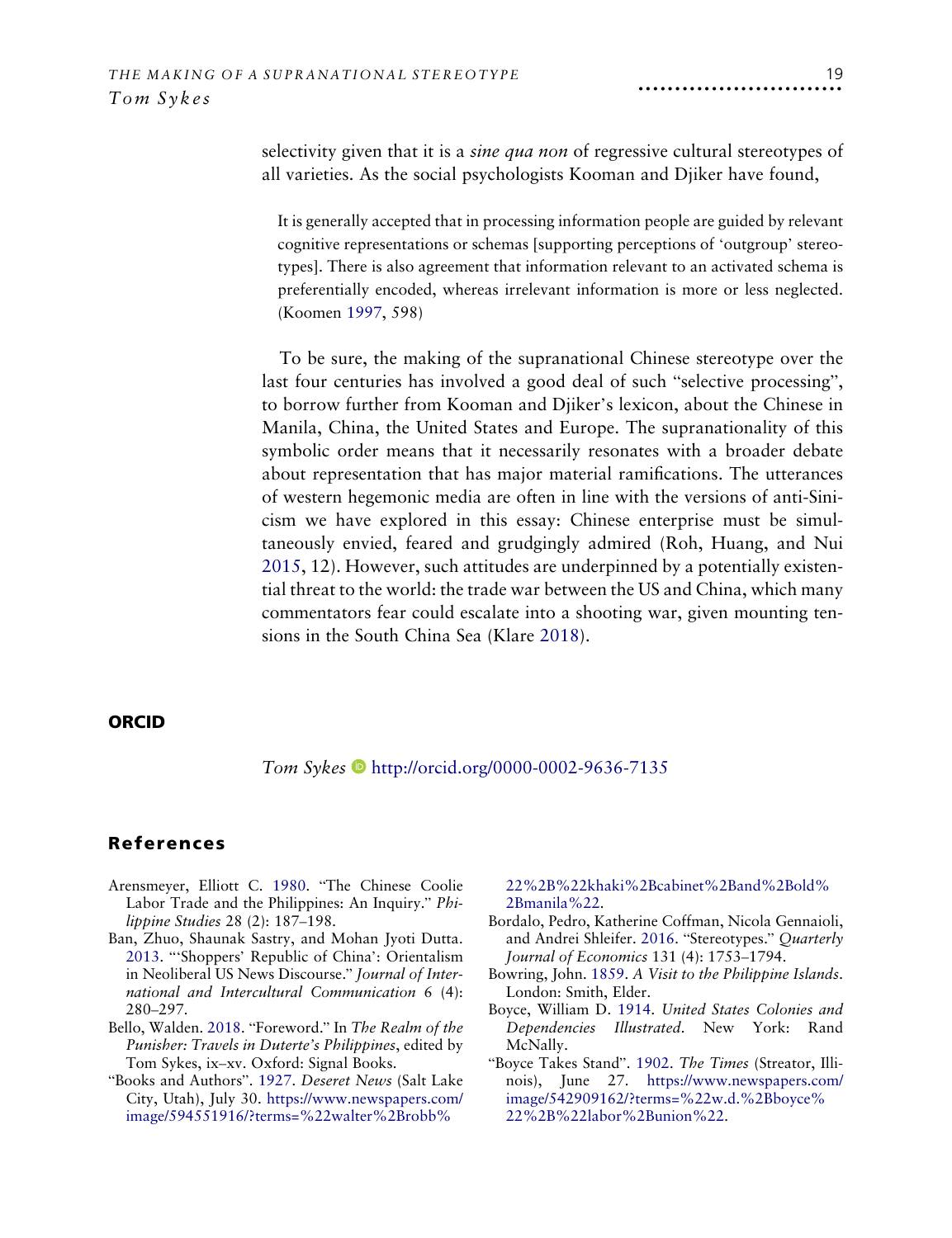selectivity given that it is a *sine qua non* of regressive cultural stereotypes of all varieties. As the social psychologists Kooman and Djiker have found,

> It is generally accepted that in processing information people are guided by relevant cognitive representations or schemas [supporting perceptions of 'outgroup' stereotypes]. There is also agreement that information relevant to an activated schema is preferentially encoded, whereas irrelevant information is more or less neglected. (Koomen 1997, 598)

To be sure, the making of the supranational Chinese stereotype over the last four centuries has involved a good deal of such "selective processing", to borrow further from Kooman and Djiker's lexicon, about the Chinese in Manila, China, the United States and Europe. The supranationality of this symbolic order means that it necessarily resonates with a broader debate about representation that has major material ramifications. The utterances of western hegemonic media are often in line with the versions of anti-Sinicism we have explored in this essay: Chinese enterprise must be simultaneously envied, feared and grudgingly admired (Roh, Huang, and Nui 2015, 12). However, such attitudes are underpinned by a potentially existential threat to the world: the trade war between the US and China, which many commentators fear could escalate into a shooting war, given mounting tensions in the South China Sea (Klare 2018).

## ORCID

*Tom Sykes* http://orcid.org/0000-0002-9636-7135

## References

Arensmeyer, Elliott C. 1980. "The Chinese Coolie Labor Trade and the Philippines: An Inquiry." *Philippine Studies* 28 (2): 187–198.

Ban, Zhuo, Shaunak Sastry, and Mohan Jyoti Dutta. 2013. "'Shoppers' Republic of China': Orientalism in Neoliberal US News Discourse." *Journal of International and Intercultural Communication* 6 (4): 280–297.

Bello, Walden. 2018. "Foreword." In *The Realm of the Punisher: Travels in Duterte's Philippines*, edited by Tom Sykes, ix–xv. Oxford: Signal Books.

"Books and Authors". 1927. *Deseret News* (Salt Lake City, Utah), July 30. https://www.newspapers.com/image/594551916/?terms=%22walter%2Brobb%22%2B%22khaki%2Bcabinet%2Band%2Bold%2Bmanila%22.

Bordalo, Pedro, Katherine Coffman, Nicola Gennaioli, and Andrei Shleifer. 2016. "Stereotypes." *Quarterly Journal of Economics* 131 (4): 1753–1794.

Bowring, John. 1859. *A Visit to the Philippine Islands*. London: Smith, Elder.

Boyce, William D. 1914. *United States Colonies and Dependencies Illustrated*. New York: Rand McNally.

"Boyce Takes Stand". 1902. *The Times* (Streator, Illinois), June 27. https://www.newspapers.com/image/542909162/?terms=%22w.d.%2Bboyce%22%2B%22labor%2Bunion%22.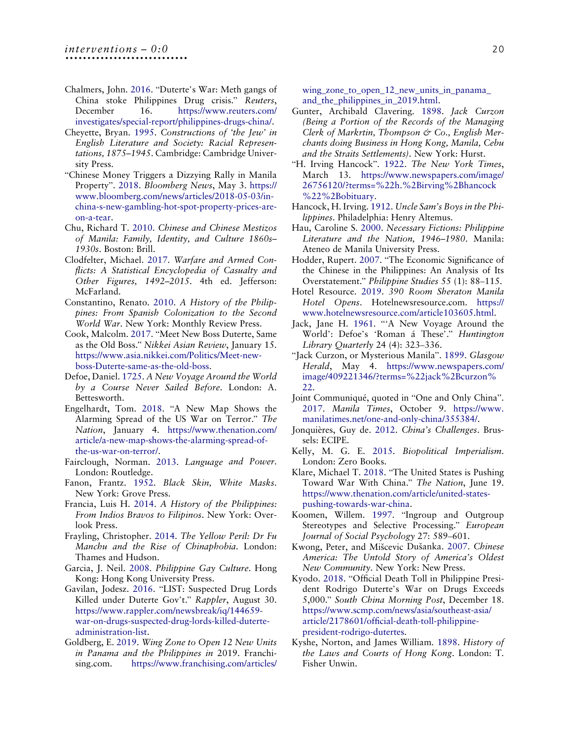Chalmers, John. 2016. "Duterte's War: Meth gangs of China stoke Philippines Drug crisis." *Reuters*, December 16. https://www.reuters.com/investigates/special-report/philippines-drugs-china/.

Cheyette, Bryan. 1995. *Constructions of 'the Jew' in English Literature and Society: Racial Representations, 1875–1945*. Cambridge: Cambridge University Press.

"Chinese Money Triggers a Dizzying Rally in Manila Property". 2018. *Bloomberg News*, May 3. https://www.bloomberg.com/news/articles/2018-05-03/in-china-s-new-gambling-hot-spot-property-prices-are-on-a-tear.

Chu, Richard T. 2010. *Chinese and Chinese Mestizos of Manila: Family, Identity, and Culture 1860s–1930s*. Boston: Brill.

Clodfelter, Michael. 2017. *Warfare and Armed Conflicts: A Statistical Encyclopedia of Casualty and Other Figures, 1492–2015*. 4th ed. Jefferson: McFarland.

Constantino, Renato. 2010. *A History of the Philippines: From Spanish Colonization to the Second World War*. New York: Monthly Review Press.

Cook, Malcolm. 2017. "Meet New Boss Duterte, Same as the Old Boss." *Nikkei Asian Review*, January 15. https://www.asia.nikkei.com/Politics/Meet-new-boss-Duterte-same-as-the-old-boss.

Defoe, Daniel. 1725. *A New Voyage Around the World by a Course Never Sailed Before*. London: A. Bettesworth.

Engelhardt, Tom. 2018. "A New Map Shows the Alarming Spread of the US War on Terror." *The Nation*, January 4. https://www.thenation.com/article/a-new-map-shows-the-alarming-spread-of-the-us-war-on-terror/.

Fairclough, Norman. 2013. *Language and Power*. London: Routledge.

Fanon, Frantz. 1952. *Black Skin, White Masks*. New York: Grove Press.

Francia, Luis H. 2014. *A History of the Philippines: From Indios Bravos to Filipinos*. New York: Overlook Press.

Frayling, Christopher. 2014. *The Yellow Peril: Dr Fu Manchu and the Rise of Chinaphobia*. London: Thames and Hudson.

Garcia, J. Neil. 2008. *Philippine Gay Culture*. Hong Kong: Hong Kong University Press.

Gavilan, Jodesz. 2016. "LIST: Suspected Drug Lords Killed under Duterte Gov't." *Rappler*, August 30. https://www.rappler.com/newsbreak/iq/144659-war-on-drugs-suspected-drug-lords-killed-duterte-administration-list.

Goldberg, E. 2019. *Wing Zone to Open 12 New Units in Panama and the Philippines in* 2019. Franchising.com. https://www.franchising.com/articles/wing_zone_to_open_12_new_units_in_panama_and_the_philippines_in_2019.html.

Gunter, Archibald Clavering. 1898. *Jack Curzon (Being a Portion of the Records of the Managing Clerk of Markrtin, Thompson & Co., English Merchants doing Business in Hong Kong, Manila, Cebu and the Straits Settlements)*. New York: Hurst.

"H. Irving Hancock". 1922. *The New York Times*, March 13. https://www.newspapers.com/image/26756120/?terms=%22h.%2Birving%2Bhancock%22%2Bobituary.

Hancock, H. Irving. 1912. *Uncle Sam's Boys in the Philippines*. Philadelphia: Henry Altemus.

Hau, Caroline S. 2000. *Necessary Fictions: Philippine Literature and the Nation, 1946–1980*. Manila: Ateneo de Manila University Press.

Hodder, Rupert. 2007. "The Economic Significance of the Chinese in the Philippines: An Analysis of Its Overstatement." *Philippine Studies* 55 (1): 88–115.

Hotel Resource. 2019. *390 Room Sheraton Manila Hotel Opens*. Hotelnewsresource.com. https://www.hotelnewsresource.com/article103605.html.

Jack, Jane H. 1961. "'A New Voyage Around the World': Defoe's 'Roman á These'." *Huntington Library Quarterly* 24 (4): 323–336.

"Jack Curzon, or Mysterious Manila". 1899. *Glasgow Herald*, May 4. https://www.newspapers.com/image/409221346/?terms=%22jack%2Bcurzon%22.

Joint Communiqué, quoted in "One and Only China". 2017. *Manila Times*, October 9. https://www.manilatimes.net/one-and-only-china/355384/.

Jonquières, Guy de. 2012. *China's Challenges*. Brussels: ECIPE.

Kelly, M. G. E. 2015. *Biopolitical Imperialism*. London: Zero Books.

Klare, Michael T. 2018. "The United States is Pushing Toward War With China." *The Nation*, June 19. https://www.thenation.com/article/united-states-pushing-towards-war-china.

Koomen, Willem. 1997. "Ingroup and Outgroup Stereotypes and Selective Processing." *European Journal of Social Psychology* 27: 589–601.

Kwong, Peter, and Miščevic Dušanka. 2007. *Chinese America: The Untold Story of America's Oldest New Community*. New York: New Press.

Kyodo. 2018. "Official Death Toll in Philippine President Rodrigo Duterte's War on Drugs Exceeds 5,000." *South China Morning Post*, December 18. https://www.scmp.com/news/asia/southeast-asia/article/2178601/official-death-toll-philippine-president-rodrigo-dutertes.

Kyshe, Norton, and James William. 1898. *History of the Laws and Courts of Hong Kong*. London: T. Fisher Unwin.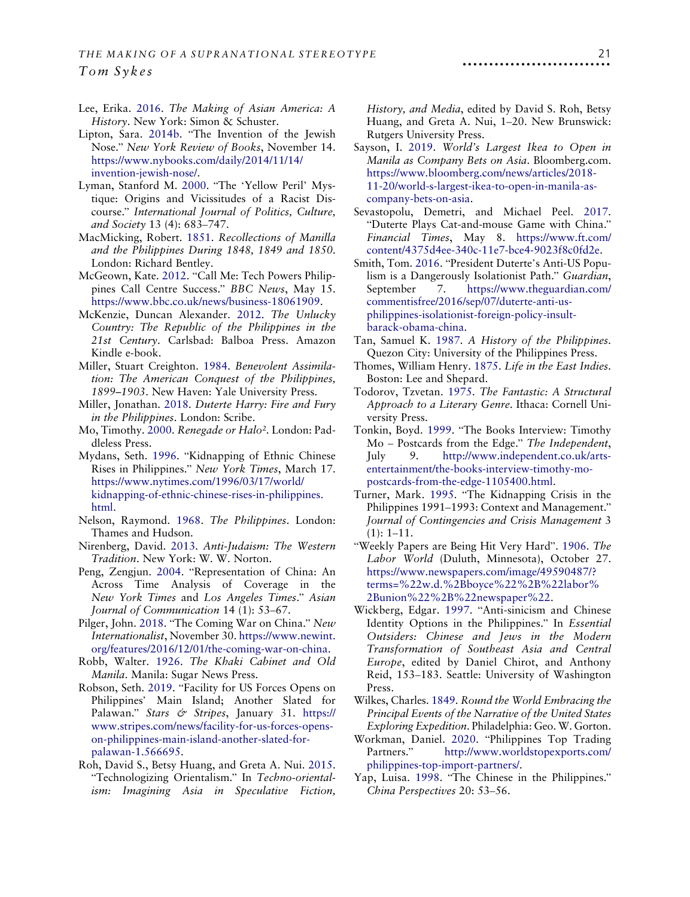Lee, Erika. 2016. *The Making of Asian America: A History*. New York: Simon & Schuster.

Lipton, Sara. 2014b. "The Invention of the Jewish Nose." *New York Review of Books*, November 14. https://www.nybooks.com/daily/2014/11/14/invention-jewish-nose/.

Lyman, Stanford M. 2000. "The 'Yellow Peril' Mystique: Origins and Vicissitudes of a Racist Discourse." *International Journal of Politics, Culture, and Society* 13 (4): 683–747.

MacMicking, Robert. 1851. *Recollections of Manilla and the Philippines During 1848, 1849 and 1850*. London: Richard Bentley.

McGeown, Kate. 2012. "Call Me: Tech Powers Philippines Call Centre Success." *BBC News*, May 15. https://www.bbc.co.uk/news/business-18061909.

McKenzie, Duncan Alexander. 2012. *The Unlucky Country: The Republic of the Philippines in the 21st Century*. Carlsbad: Balboa Press. Amazon Kindle e-book.

Miller, Stuart Creighton. 1984. *Benevolent Assimilation: The American Conquest of the Philippines, 1899–1903*. New Haven: Yale University Press.

Miller, Jonathan. 2018. *Duterte Harry: Fire and Fury in the Philippines*. London: Scribe.

Mo, Timothy. 2000. *Renegade or Halo²*. London: Paddleless Press.

Mydans, Seth. 1996. "Kidnapping of Ethnic Chinese Rises in Philippines." *New York Times*, March 17. https://www.nytimes.com/1996/03/17/world/kidnapping-of-ethnic-chinese-rises-in-philippines.html.

Nelson, Raymond. 1968. *The Philippines*. London: Thames and Hudson.

Nirenberg, David. 2013. *Anti-Judaism: The Western Tradition*. New York: W. W. Norton.

Peng, Zengjun. 2004. "Representation of China: An Across Time Analysis of Coverage in the *New York Times* and *Los Angeles Times*." *Asian Journal of Communication* 14 (1): 53–67.

Pilger, John. 2018. "The Coming War on China." *New Internationalist*, November 30. https://www.newint.org/features/2016/12/01/the-coming-war-on-china.

Robb, Walter. 1926. *The Khaki Cabinet and Old Manila*. Manila: Sugar News Press.

Robson, Seth. 2019. "Facility for US Forces Opens on Philippines' Main Island; Another Slated for Palawan." *Stars & Stripes*, January 31. https://www.stripes.com/news/facility-for-us-forces-opens-on-philippines-main-island-another-slated-for-palawan-1.566695.

Roh, David S., Betsy Huang, and Greta A. Nui. 2015. "Technologizing Orientalism." In *Techno-orientalism: Imagining Asia in Speculative Fiction, History, and Media*, edited by David S. Roh, Betsy Huang, and Greta A. Nui, 1–20. New Brunswick: Rutgers University Press.

Sayson, I. 2019. *World's Largest Ikea to Open in Manila as Company Bets on Asia*. Bloomberg.com. https://www.bloomberg.com/news/articles/2018-11-20/world-s-largest-ikea-to-open-in-manila-as-company-bets-on-asia.

Sevastopolu, Demetri, and Michael Peel. 2017. "Duterte Plays Cat-and-mouse Game with China." *Financial Times*, May 8. https://www.ft.com/content/4375d4ee-340c-11e7-bce4-9023f8c0fd2e.

Smith, Tom. 2016. "President Duterte's Anti-US Populism is a Dangerously Isolationist Path." *Guardian*, September 7. https://www.theguardian.com/commentisfree/2016/sep/07/duterte-anti-us-philippines-isolationist-foreign-policy-insult-barack-obama-china.

Tan, Samuel K. 1987. *A History of the Philippines*. Quezon City: University of the Philippines Press.

Thomes, William Henry. 1875. *Life in the East Indies*. Boston: Lee and Shepard.

Todorov, Tzvetan. 1975. *The Fantastic: A Structural Approach to a Literary Genre*. Ithaca: Cornell University Press.

Tonkin, Boyd. 1999. "The Books Interview: Timothy Mo – Postcards from the Edge." *The Independent*, July 9. http://www.independent.co.uk/arts-entertainment/the-books-interview-timothy-mo-postcards-from-the-edge-1105400.html.

Turner, Mark. 1995. "The Kidnapping Crisis in the Philippines 1991–1993: Context and Management." *Journal of Contingencies and Crisis Management* 3 (1): 1–11.

"Weekly Papers are Being Hit Very Hard". 1906. *The Labor World* (Duluth, Minnesota), October 27. https://www.newspapers.com/image/49590487/?terms=%22w.d.%2Bboyce%22%2B%22labor%2Bunion%22%2B%22newspaper%22.

Wickberg, Edgar. 1997. "Anti-sinicism and Chinese Identity Options in the Philippines." In *Essential Outsiders: Chinese and Jews in the Modern Transformation of Southeast Asia and Central Europe*, edited by Daniel Chirot, and Anthony Reid, 153–183. Seattle: University of Washington Press.

Wilkes, Charles. 1849. *Round the World Embracing the Principal Events of the Narrative of the United States Exploring Expedition*. Philadelphia: Geo. W. Gorton.

Workman, Daniel. 2020. "Philippines Top Trading Partners." http://www.worldstopexports.com/philippines-top-import-partners/.

Yap, Luisa. 1998. "The Chinese in the Philippines." *China Perspectives* 20: 53–56.